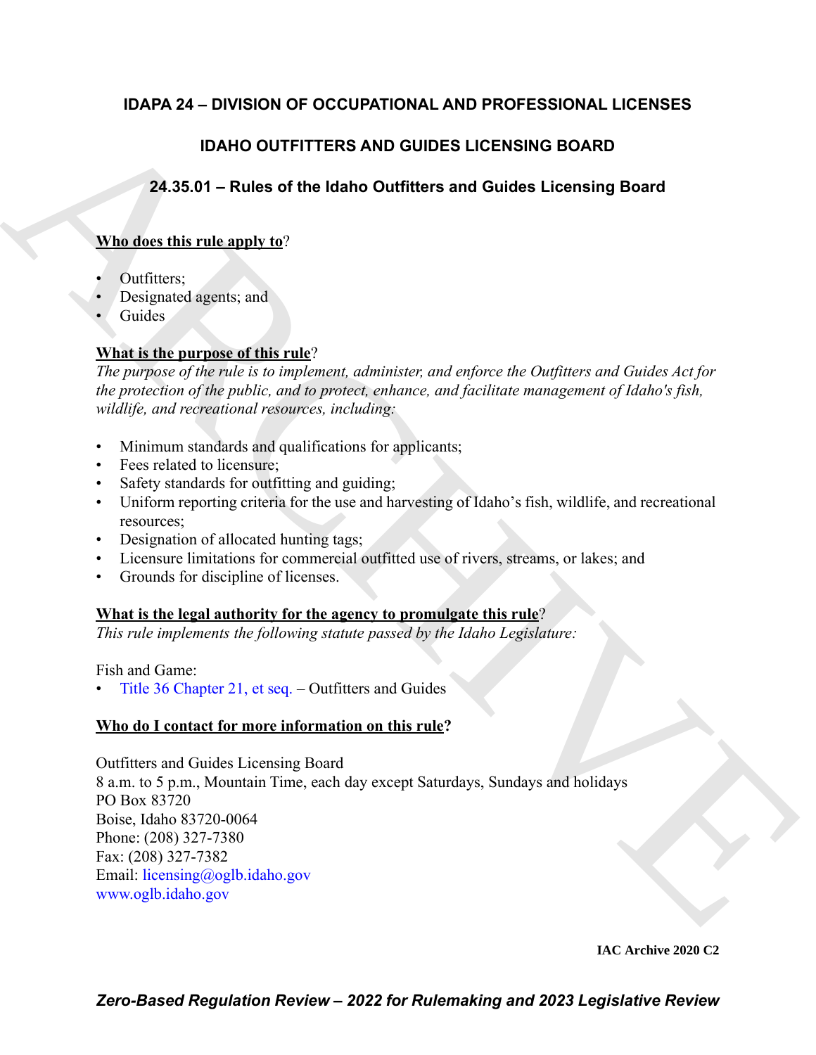# IDAPA 24 – DIVISION OF OCCUPATIONAL AND PROFESSIONAL LICENSES

## IDAHO OUTFITTERS AND GUIDES LICENSING BOARD

### 24.35.01 – Rules of the Idaho Outfitters and Guides Licensing Board

**Who does this rule apply to?**

- Outfitters;
- Designated agents; and
- Guides

**What is the purpose of this rule?**

*The purpose of the rule is to implement, administer, and enforce the Outfitters and Guides Act for the protection of the public, and to protect, enhance, and facilitate management of Idaho's fish, wildlife, and recreational resources, including:*

- Minimum standards and qualifications for applicants;
- Fees related to licensure;
- Safety standards for outfitting and guiding;
- Uniform reporting criteria for the use and harvesting of Idaho's fish, wildlife, and recreational resources;
- Designation of allocated hunting tags;
- Licensure limitations for commercial outfitted use of rivers, streams, or lakes; and
- Grounds for discipline of licenses.

**What is the legal authority for the agency to promulgate this rule?**

*This rule implements the following statute passed by the Idaho Legislature:*

Fish and Game:

- Title 36 Chapter 21, et seq. – Outfitters and Guides

**Who do I contact for more information on this rule?**

Outfitters and Guides Licensing Board
8 a.m. to 5 p.m., Mountain Time, each day except Saturdays, Sundays and holidays
PO Box 83720
Boise, Idaho 83720-0064
Phone: (208) 327-7380
Fax: (208) 327-7382
Email: licensing@oglb.idaho.gov
www.oglb.idaho.gov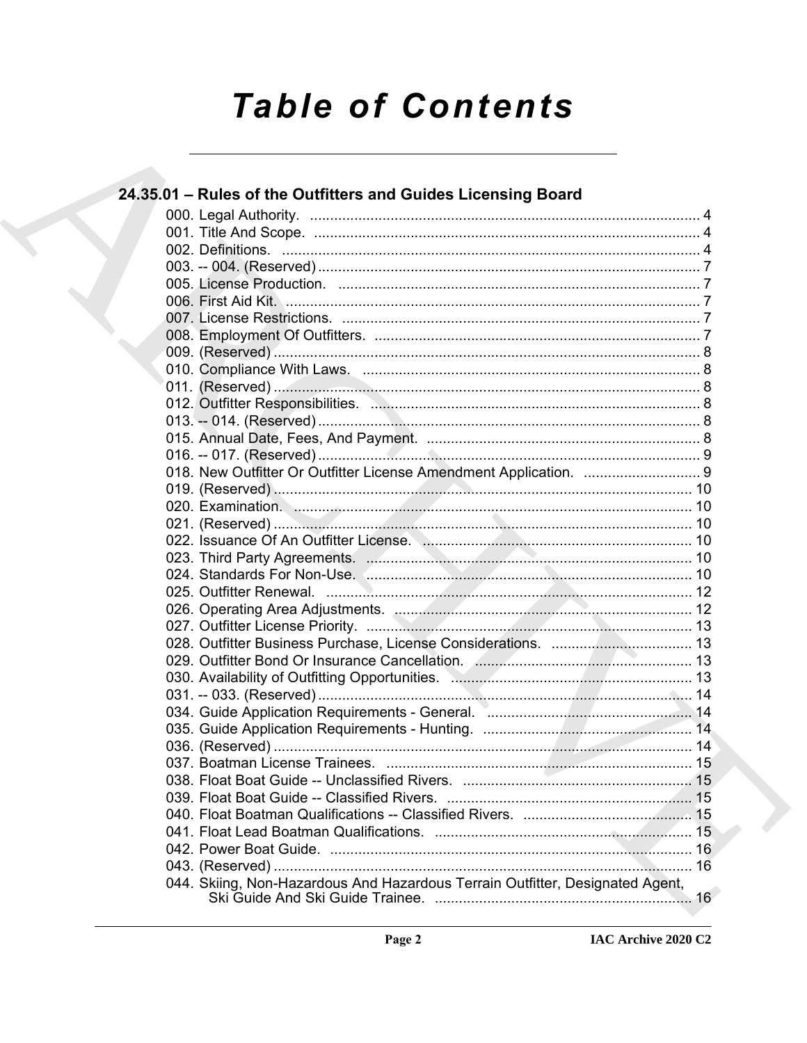# Table of Contents

## 24.35.01 – Rules of the Outfitters and Guides Licensing Board

000. Legal Authority. ... 4
001. Title And Scope. ... 4
002. Definitions. ... 4
003. -- 004. (Reserved) ... 7
005. License Production. ... 7
006. First Aid Kit. ... 7
007. License Restrictions. ... 7
008. Employment Of Outfitters. ... 7
009. (Reserved) ... 8
010. Compliance With Laws. ... 8
011. (Reserved) ... 8
012. Outfitter Responsibilities. ... 8
013. -- 014. (Reserved) ... 8
015. Annual Date, Fees, And Payment. ... 8
016. -- 017. (Reserved) ... 9
018. New Outfitter Or Outfitter License Amendment Application. ... 9
019. (Reserved) ... 10
020. Examination. ... 10
021. (Reserved) ... 10
022. Issuance Of An Outfitter License. ... 10
023. Third Party Agreements. ... 10
024. Standards For Non-Use. ... 10
025. Outfitter Renewal. ... 12
026. Operating Area Adjustments. ... 12
027. Outfitter License Priority. ... 13
028. Outfitter Business Purchase, License Considerations. ... 13
029. Outfitter Bond Or Insurance Cancellation. ... 13
030. Availability of Outfitting Opportunities. ... 13
031. -- 033. (Reserved) ... 14
034. Guide Application Requirements - General. ... 14
035. Guide Application Requirements - Hunting. ... 14
036. (Reserved) ... 14
037. Boatman License Trainees. ... 15
038. Float Boat Guide -- Unclassified Rivers. ... 15
039. Float Boat Guide -- Classified Rivers. ... 15
040. Float Boatman Qualifications -- Classified Rivers. ... 15
041. Float Lead Boatman Qualifications. ... 15
042. Power Boat Guide. ... 16
043. (Reserved) ... 16
044. Skiing, Non-Hazardous And Hazardous Terrain Outfitter, Designated Agent, Ski Guide And Ski Guide Trainee. ... 16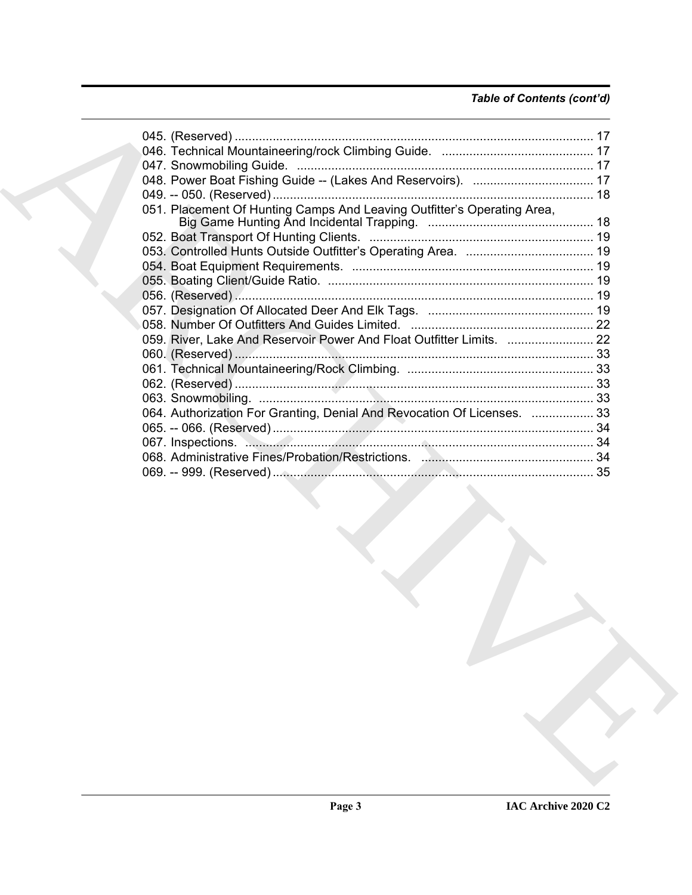*Table of Contents (cont'd)*

045. (Reserved) ........................................................................................................ 17
046. Technical Mountaineering/rock Climbing Guide. ............................................ 17
047. Snowmobiling Guide. ...................................................................................... 17
048. Power Boat Fishing Guide -- (Lakes And Reservoirs). ................................... 17
049. -- 050. (Reserved) ............................................................................................. 18
051. Placement Of Hunting Camps And Leaving Outfitter's Operating Area, Big Game Hunting And Incidental Trapping. ................................................. 18
052. Boat Transport Of Hunting Clients. ................................................................. 19
053. Controlled Hunts Outside Outfitter's Operating Area. ..................................... 19
054. Boat Equipment Requirements. ...................................................................... 19
055. Boating Client/Guide Ratio. ............................................................................. 19
056. (Reserved) ........................................................................................................ 19
057. Designation Of Allocated Deer And Elk Tags. ................................................ 19
058. Number Of Outfitters And Guides Limited. ..................................................... 22
059. River, Lake And Reservoir Power And Float Outfitter Limits. ......................... 22
060. (Reserved) ........................................................................................................ 33
061. Technical Mountaineering/Rock Climbing. ...................................................... 33
062. (Reserved) ........................................................................................................ 33
063. Snowmobiling. ................................................................................................. 33
064. Authorization For Granting, Denial And Revocation Of Licenses. .................. 33
065. -- 066. (Reserved) ............................................................................................. 34
067. Inspections. ..................................................................................................... 34
068. Administrative Fines/Probation/Restrictions. ................................................. 34
069. -- 999. (Reserved) ............................................................................................. 35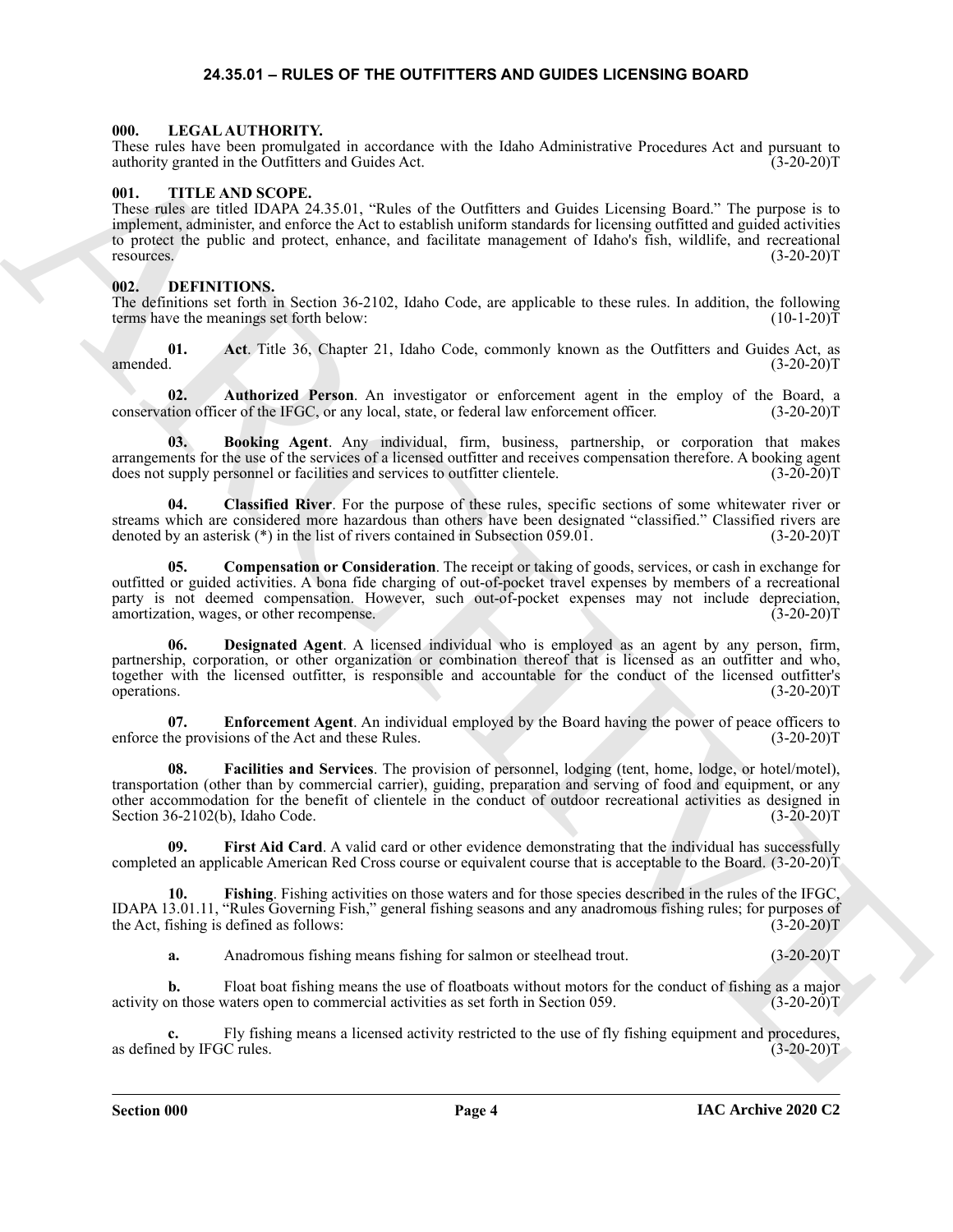# 24.35.01 – RULES OF THE OUTFITTERS AND GUIDES LICENSING BOARD

## 000. LEGAL AUTHORITY.

These rules have been promulgated in accordance with the Idaho Administrative Procedures Act and pursuant to authority granted in the Outfitters and Guides Act. (3-20-20)T

## 001. TITLE AND SCOPE.

These rules are titled IDAPA 24.35.01, "Rules of the Outfitters and Guides Licensing Board." The purpose is to implement, administer, and enforce the Act to establish uniform standards for licensing outfitted and guided activities to protect the public and protect, enhance, and facilitate management of Idaho's fish, wildlife, and recreational resources. (3-20-20)T

## 002. DEFINITIONS.

The definitions set forth in Section 36-2102, Idaho Code, are applicable to these rules. In addition, the following terms have the meanings set forth below: (10-1-20)T

**01. Act**. Title 36, Chapter 21, Idaho Code, commonly known as the Outfitters and Guides Act, as amended. (3-20-20)T

**02. Authorized Person**. An investigator or enforcement agent in the employ of the Board, a conservation officer of the IFGC, or any local, state, or federal law enforcement officer. (3-20-20)T

**03. Booking Agent**. Any individual, firm, business, partnership, or corporation that makes arrangements for the use of the services of a licensed outfitter and receives compensation therefore. A booking agent does not supply personnel or facilities and services to outfitter clientele. (3-20-20)T

**04. Classified River**. For the purpose of these rules, specific sections of some whitewater river or streams which are considered more hazardous than others have been designated "classified." Classified rivers are denoted by an asterisk (*) in the list of rivers contained in Subsection 059.01. (3-20-20)T

**05. Compensation or Consideration**. The receipt or taking of goods, services, or cash in exchange for outfitted or guided activities. A bona fide charging of out-of-pocket travel expenses by members of a recreational party is not deemed compensation. However, such out-of-pocket expenses may not include depreciation, amortization, wages, or other recompense. (3-20-20)T

**06. Designated Agent**. A licensed individual who is employed as an agent by any person, firm, partnership, corporation, or other organization or combination thereof that is licensed as an outfitter and who, together with the licensed outfitter, is responsible and accountable for the conduct of the licensed outfitter's operations. (3-20-20)T

**07. Enforcement Agent**. An individual employed by the Board having the power of peace officers to enforce the provisions of the Act and these Rules. (3-20-20)T

**08. Facilities and Services**. The provision of personnel, lodging (tent, home, lodge, or hotel/motel), transportation (other than by commercial carrier), guiding, preparation and serving of food and equipment, or any other accommodation for the benefit of clientele in the conduct of outdoor recreational activities as designed in Section 36-2102(b), Idaho Code. (3-20-20)T

**09. First Aid Card**. A valid card or other evidence demonstrating that the individual has successfully completed an applicable American Red Cross course or equivalent course that is acceptable to the Board. (3-20-20)T

**10. Fishing**. Fishing activities on those waters and for those species described in the rules of the IFGC, IDAPA 13.01.11, "Rules Governing Fish," general fishing seasons and any anadromous fishing rules; for purposes of the Act, fishing is defined as follows: (3-20-20)T

**a.** Anadromous fishing means fishing for salmon or steelhead trout. (3-20-20)T

**b.** Float boat fishing means the use of floatboats without motors for the conduct of fishing as a major activity on those waters open to commercial activities as set forth in Section 059. (3-20-20)T

**c.** Fly fishing means a licensed activity restricted to the use of fly fishing equipment and procedures, as defined by IFGC rules. (3-20-20)T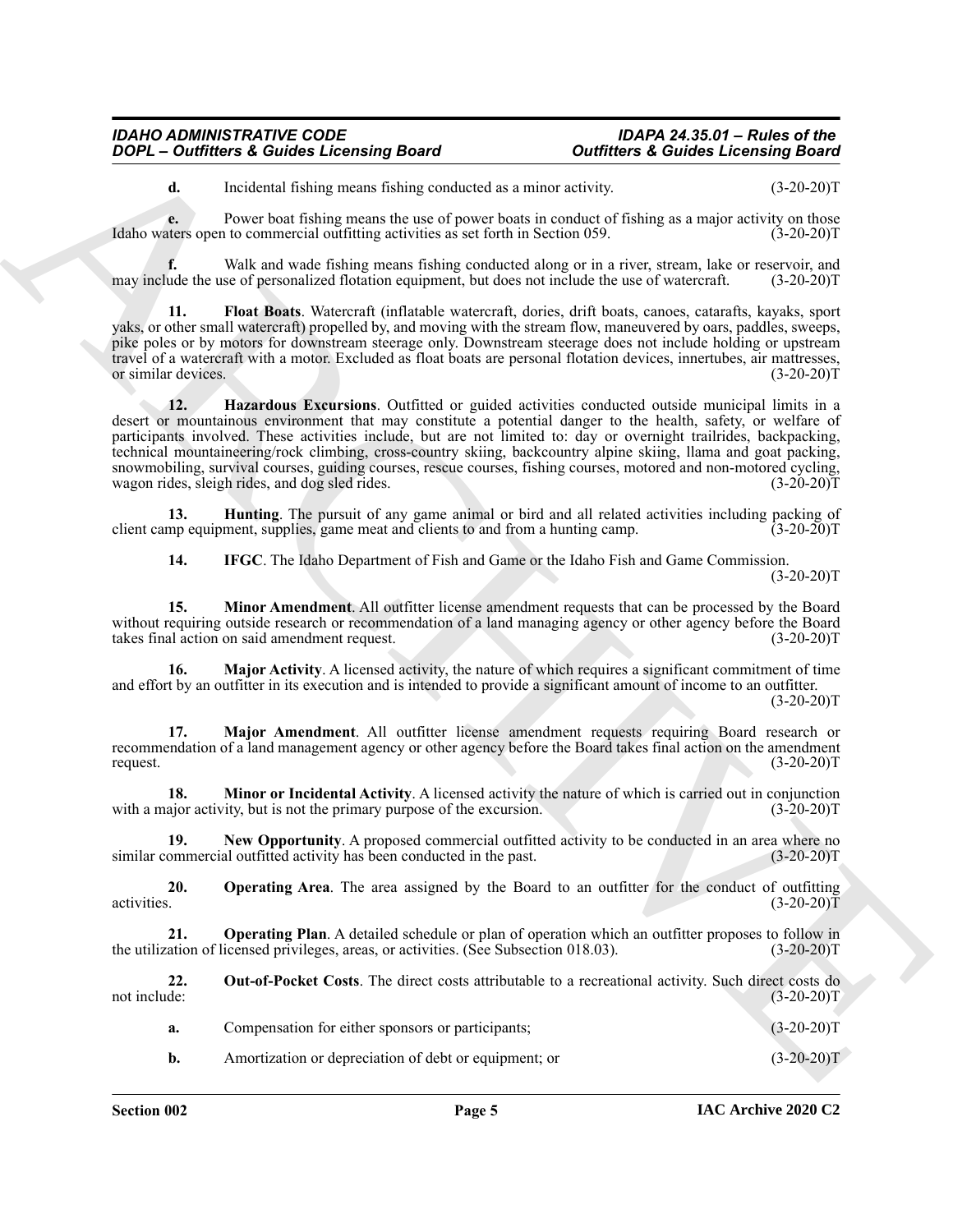**d.** Incidental fishing means fishing conducted as a minor activity. (3-20-20)T

**e.** Power boat fishing means the use of power boats in conduct of fishing as a major activity on those Idaho waters open to commercial outfitting activities as set forth in Section 059. (3-20-20)T

**f.** Walk and wade fishing means fishing conducted along or in a river, stream, lake or reservoir, and may include the use of personalized flotation equipment, but does not include the use of watercraft. (3-20-20)T

**11. Float Boats**. Watercraft (inflatable watercraft, dories, drift boats, canoes, catarafts, kayaks, sport yaks, or other small watercraft) propelled by, and moving with the stream flow, maneuvered by oars, paddles, sweeps, pike poles or by motors for downstream steerage only. Downstream steerage does not include holding or upstream travel of a watercraft with a motor. Excluded as float boats are personal flotation devices, innertubes, air mattresses, or similar devices. (3-20-20)T

**12. Hazardous Excursions**. Outfitted or guided activities conducted outside municipal limits in a desert or mountainous environment that may constitute a potential danger to the health, safety, or welfare of participants involved. These activities include, but are not limited to: day or overnight trailrides, backpacking, technical mountaineering/rock climbing, cross-country skiing, backcountry alpine skiing, llama and goat packing, snowmobiling, survival courses, guiding courses, rescue courses, fishing courses, motored and non-motored cycling, wagon rides, sleigh rides, and dog sled rides. (3-20-20)T

**13. Hunting**. The pursuit of any game animal or bird and all related activities including packing of client camp equipment, supplies, game meat and clients to and from a hunting camp. (3-20-20)T

**14. IFGC**. The Idaho Department of Fish and Game or the Idaho Fish and Game Commission. (3-20-20)T

**15. Minor Amendment**. All outfitter license amendment requests that can be processed by the Board without requiring outside research or recommendation of a land managing agency or other agency before the Board takes final action on said amendment request. (3-20-20)T

**16. Major Activity**. A licensed activity, the nature of which requires a significant commitment of time and effort by an outfitter in its execution and is intended to provide a significant amount of income to an outfitter. (3-20-20)T

**17. Major Amendment**. All outfitter license amendment requests requiring Board research or recommendation of a land management agency or other agency before the Board takes final action on the amendment request. (3-20-20)T

**18. Minor or Incidental Activity**. A licensed activity the nature of which is carried out in conjunction with a major activity, but is not the primary purpose of the excursion. (3-20-20)T

**19. New Opportunity**. A proposed commercial outfitted activity to be conducted in an area where no similar commercial outfitted activity has been conducted in the past. (3-20-20)T

**20. Operating Area**. The area assigned by the Board to an outfitter for the conduct of outfitting activities. (3-20-20)T

**21. Operating Plan**. A detailed schedule or plan of operation which an outfitter proposes to follow in the utilization of licensed privileges, areas, or activities. (See Subsection 018.03). (3-20-20)T

**22. Out-of-Pocket Costs**. The direct costs attributable to a recreational activity. Such direct costs do not include: (3-20-20)T

**a.** Compensation for either sponsors or participants; (3-20-20)T

**b.** Amortization or depreciation of debt or equipment; or (3-20-20)T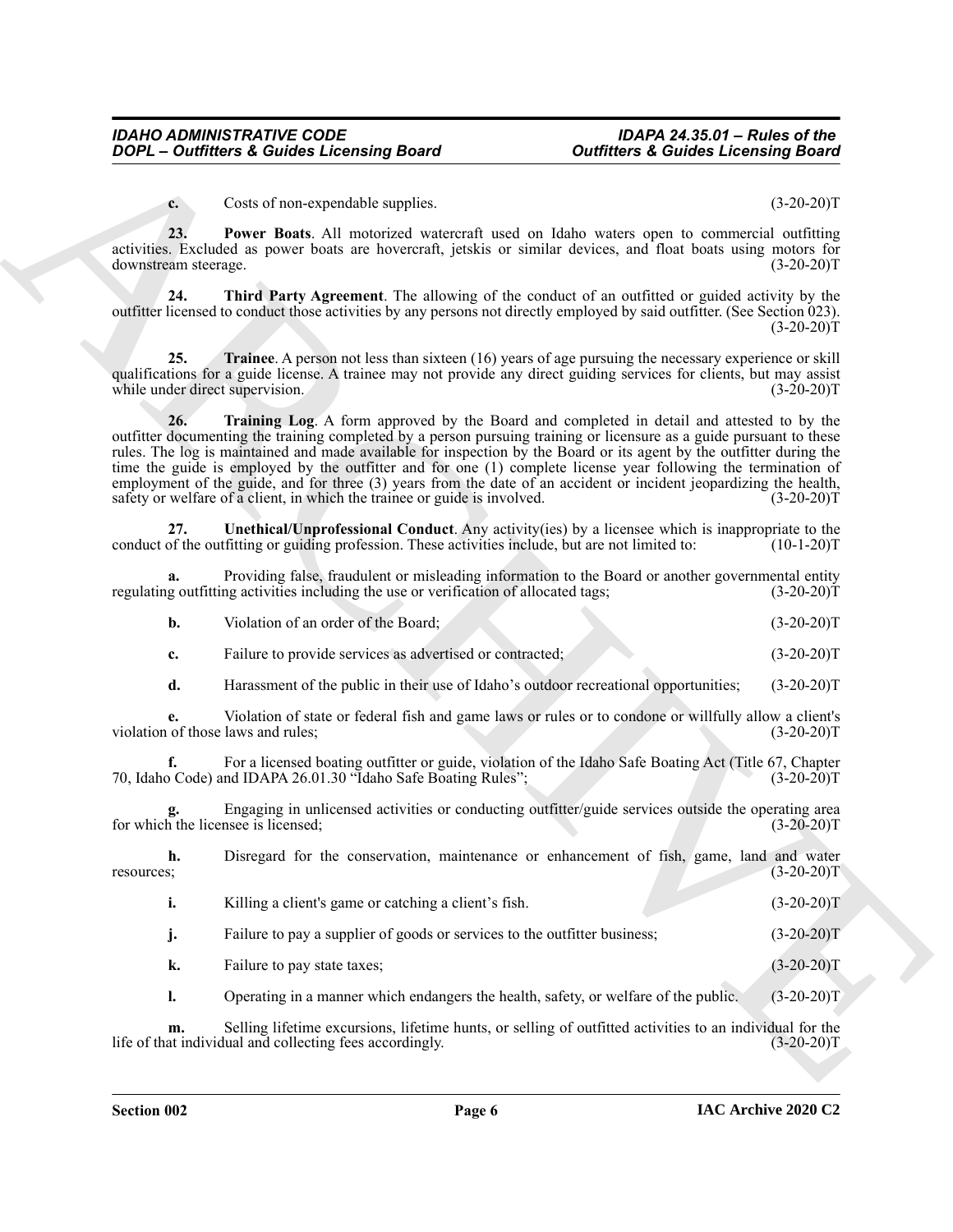**c.** Costs of non-expendable supplies. (3-20-20)T

**23. Power Boats**. All motorized watercraft used on Idaho waters open to commercial outfitting activities. Excluded as power boats are hovercraft, jetskis or similar devices, and float boats using motors for downstream steerage. (3-20-20)T

**24. Third Party Agreement**. The allowing of the conduct of an outfitted or guided activity by the outfitter licensed to conduct those activities by any persons not directly employed by said outfitter. (See Section 023). (3-20-20)T

**25. Trainee**. A person not less than sixteen (16) years of age pursuing the necessary experience or skill qualifications for a guide license. A trainee may not provide any direct guiding services for clients, but may assist while under direct supervision. (3-20-20)T

**26. Training Log**. A form approved by the Board and completed in detail and attested to by the outfitter documenting the training completed by a person pursuing training or licensure as a guide pursuant to these rules. The log is maintained and made available for inspection by the Board or its agent by the outfitter during the time the guide is employed by the outfitter and for one (1) complete license year following the termination of employment of the guide, and for three (3) years from the date of an accident or incident jeopardizing the health, safety or welfare of a client, in which the trainee or guide is involved. (3-20-20)T

**27. Unethical/Unprofessional Conduct**. Any activity(ies) by a licensee which is inappropriate to the conduct of the outfitting or guiding profession. These activities include, but are not limited to: (10-1-20)T

**a.** Providing false, fraudulent or misleading information to the Board or another governmental entity regulating outfitting activities including the use or verification of allocated tags; (3-20-20)T

**b.** Violation of an order of the Board; (3-20-20)T

**c.** Failure to provide services as advertised or contracted; (3-20-20)T

**d.** Harassment of the public in their use of Idaho's outdoor recreational opportunities; (3-20-20)T

**e.** Violation of state or federal fish and game laws or rules or to condone or willfully allow a client's violation of those laws and rules; (3-20-20)T

**f.** For a licensed boating outfitter or guide, violation of the Idaho Safe Boating Act (Title 67, Chapter 70, Idaho Code) and IDAPA 26.01.30 "Idaho Safe Boating Rules"; (3-20-20)T

**g.** Engaging in unlicensed activities or conducting outfitter/guide services outside the operating area for which the licensee is licensed; (3-20-20)T

**h.** Disregard for the conservation, maintenance or enhancement of fish, game, land and water resources; (3-20-20)T

**i.** Killing a client's game or catching a client's fish. (3-20-20)T

**j.** Failure to pay a supplier of goods or services to the outfitter business; (3-20-20)T

**k.** Failure to pay state taxes; (3-20-20)T

**l.** Operating in a manner which endangers the health, safety, or welfare of the public. (3-20-20)T

**m.** Selling lifetime excursions, lifetime hunts, or selling of outfitted activities to an individual for the life of that individual and collecting fees accordingly. (3-20-20)T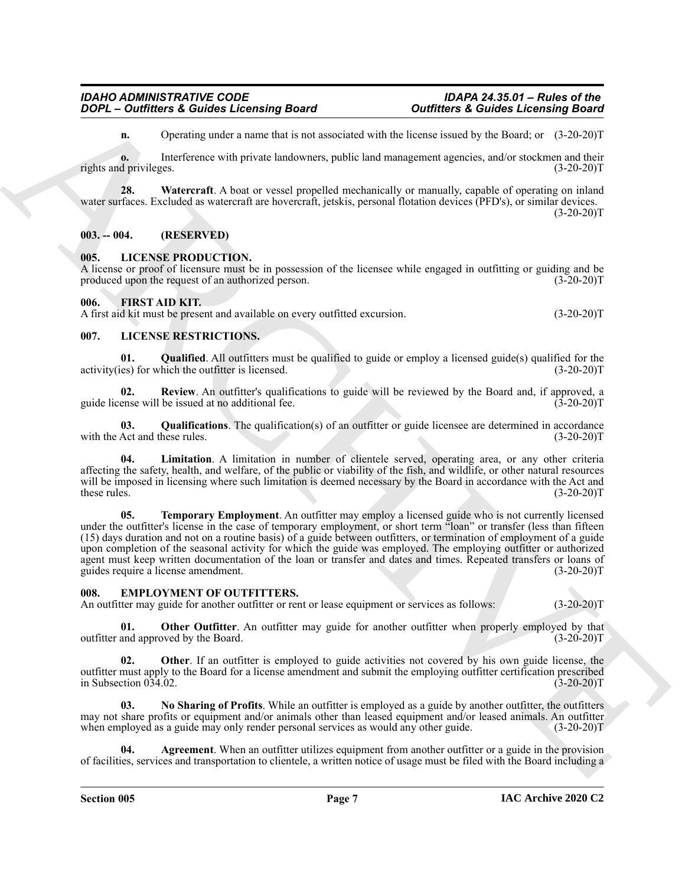**n.** Operating under a name that is not associated with the license issued by the Board; or (3-20-20)T

**o.** Interference with private landowners, public land management agencies, and/or stockmen and their rights and privileges. (3-20-20)T

**28. Watercraft**. A boat or vessel propelled mechanically or manually, capable of operating on inland water surfaces. Excluded as watercraft are hovercraft, jetskis, personal flotation devices (PFD's), or similar devices. (3-20-20)T

## 003. -- 004. (RESERVED)

## 005. LICENSE PRODUCTION.

A license or proof of licensure must be in possession of the licensee while engaged in outfitting or guiding and be produced upon the request of an authorized person. (3-20-20)T

## 006. FIRST AID KIT.

A first aid kit must be present and available on every outfitted excursion. (3-20-20)T

## 007. LICENSE RESTRICTIONS.

**01. Qualified**. All outfitters must be qualified to guide or employ a licensed guide(s) qualified for the activity(ies) for which the outfitter is licensed. (3-20-20)T

**02. Review**. An outfitter's qualifications to guide will be reviewed by the Board and, if approved, a guide license will be issued at no additional fee. (3-20-20)T

**03. Qualifications**. The qualification(s) of an outfitter or guide licensee are determined in accordance with the Act and these rules. (3-20-20)T

**04. Limitation**. A limitation in number of clientele served, operating area, or any other criteria affecting the safety, health, and welfare, of the public or viability of the fish, and wildlife, or other natural resources will be imposed in licensing where such limitation is deemed necessary by the Board in accordance with the Act and these rules. (3-20-20)T

**05. Temporary Employment**. An outfitter may employ a licensed guide who is not currently licensed under the outfitter's license in the case of temporary employment, or short term "loan" or transfer (less than fifteen (15) days duration and not on a routine basis) of a guide between outfitters, or termination of employment of a guide upon completion of the seasonal activity for which the guide was employed. The employing outfitter or authorized agent must keep written documentation of the loan or transfer and dates and times. Repeated transfers or loans of guides require a license amendment. (3-20-20)T

## 008. EMPLOYMENT OF OUTFITTERS.

An outfitter may guide for another outfitter or rent or lease equipment or services as follows: (3-20-20)T

**01. Other Outfitter**. An outfitter may guide for another outfitter when properly employed by that outfitter and approved by the Board. (3-20-20)T

**02. Other**. If an outfitter is employed to guide activities not covered by his own guide license, the outfitter must apply to the Board for a license amendment and submit the employing outfitter certification prescribed in Subsection 034.02. (3-20-20)T

**03. No Sharing of Profits**. While an outfitter is employed as a guide by another outfitter, the outfitters may not share profits or equipment and/or animals other than leased equipment and/or leased animals. An outfitter when employed as a guide may only render personal services as would any other guide. (3-20-20)T

**04. Agreement**. When an outfitter utilizes equipment from another outfitter or a guide in the provision of facilities, services and transportation to clientele, a written notice of usage must be filed with the Board including a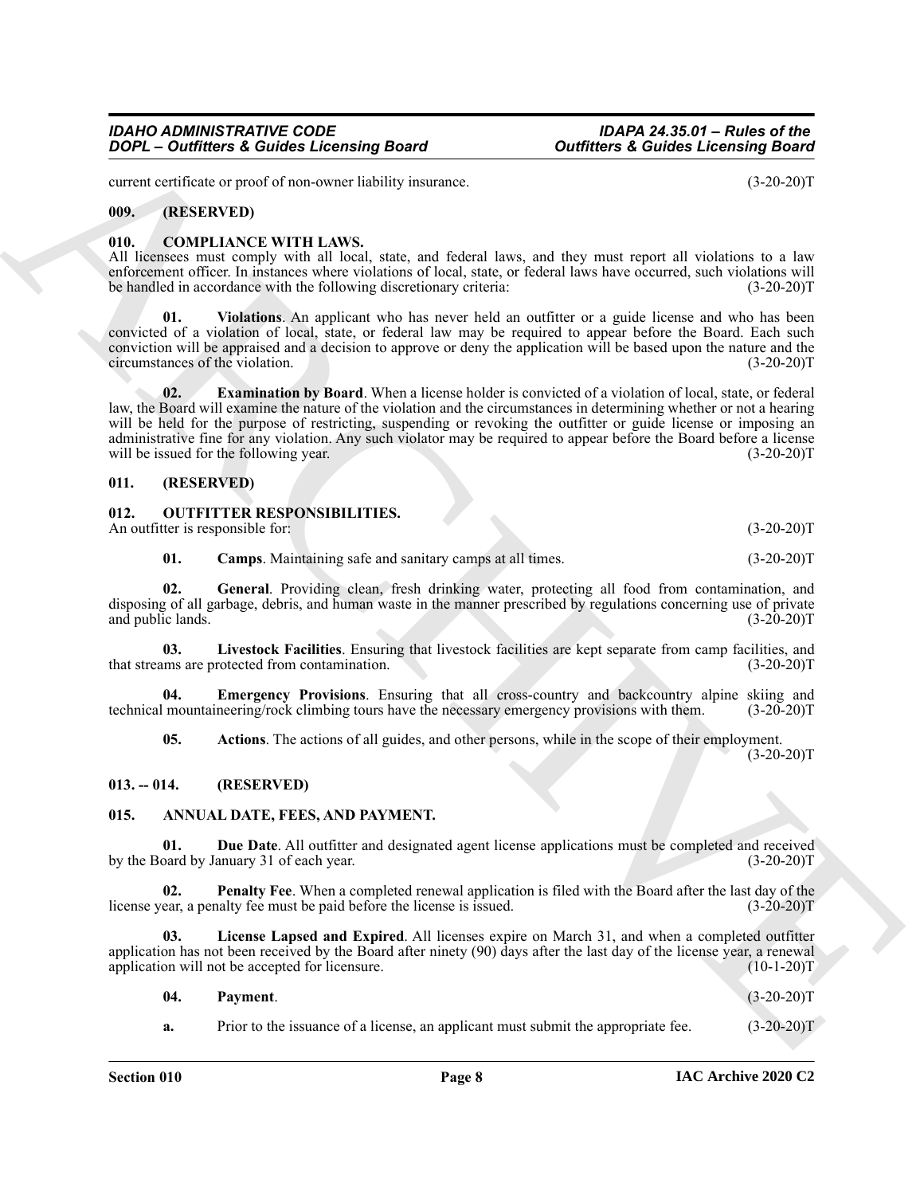current certificate or proof of non-owner liability insurance. (3-20-20)T

### 009. (RESERVED)

### 010. COMPLIANCE WITH LAWS.

All licensees must comply with all local, state, and federal laws, and they must report all violations to a law enforcement officer. In instances where violations of local, state, or federal laws have occurred, such violations will be handled in accordance with the following discretionary criteria: (3-20-20)T

**01. Violations**. An applicant who has never held an outfitter or a guide license and who has been convicted of a violation of local, state, or federal law may be required to appear before the Board. Each such conviction will be appraised and a decision to approve or deny the application will be based upon the nature and the circumstances of the violation. (3-20-20)T

**02. Examination by Board**. When a license holder is convicted of a violation of local, state, or federal law, the Board will examine the nature of the violation and the circumstances in determining whether or not a hearing will be held for the purpose of restricting, suspending or revoking the outfitter or guide license or imposing an administrative fine for any violation. Any such violator may be required to appear before the Board before a license will be issued for the following year. (3-20-20)T

### 011. (RESERVED)

### 012. OUTFITTER RESPONSIBILITIES.

An outfitter is responsible for: (3-20-20)T

**01. Camps**. Maintaining safe and sanitary camps at all times. (3-20-20)T

**02. General**. Providing clean, fresh drinking water, protecting all food from contamination, and disposing of all garbage, debris, and human waste in the manner prescribed by regulations concerning use of private and public lands. (3-20-20)T

**03. Livestock Facilities**. Ensuring that livestock facilities are kept separate from camp facilities, and that streams are protected from contamination. (3-20-20)T

**04. Emergency Provisions**. Ensuring that all cross-country and backcountry alpine skiing and technical mountaineering/rock climbing tours have the necessary emergency provisions with them. (3-20-20)T

**05. Actions**. The actions of all guides, and other persons, while in the scope of their employment. (3-20-20)T

### 013. -- 014. (RESERVED)

### 015. ANNUAL DATE, FEES, AND PAYMENT.

**01. Due Date**. All outfitter and designated agent license applications must be completed and received by the Board by January 31 of each year. (3-20-20)T

**02. Penalty Fee**. When a completed renewal application is filed with the Board after the last day of the license year, a penalty fee must be paid before the license is issued. (3-20-20)T

**03. License Lapsed and Expired**. All licenses expire on March 31, and when a completed outfitter application has not been received by the Board after ninety (90) days after the last day of the license year, a renewal application will not be accepted for licensure. (10-1-20)T

**04. Payment**. (3-20-20)T

**a.** Prior to the issuance of a license, an applicant must submit the appropriate fee. (3-20-20)T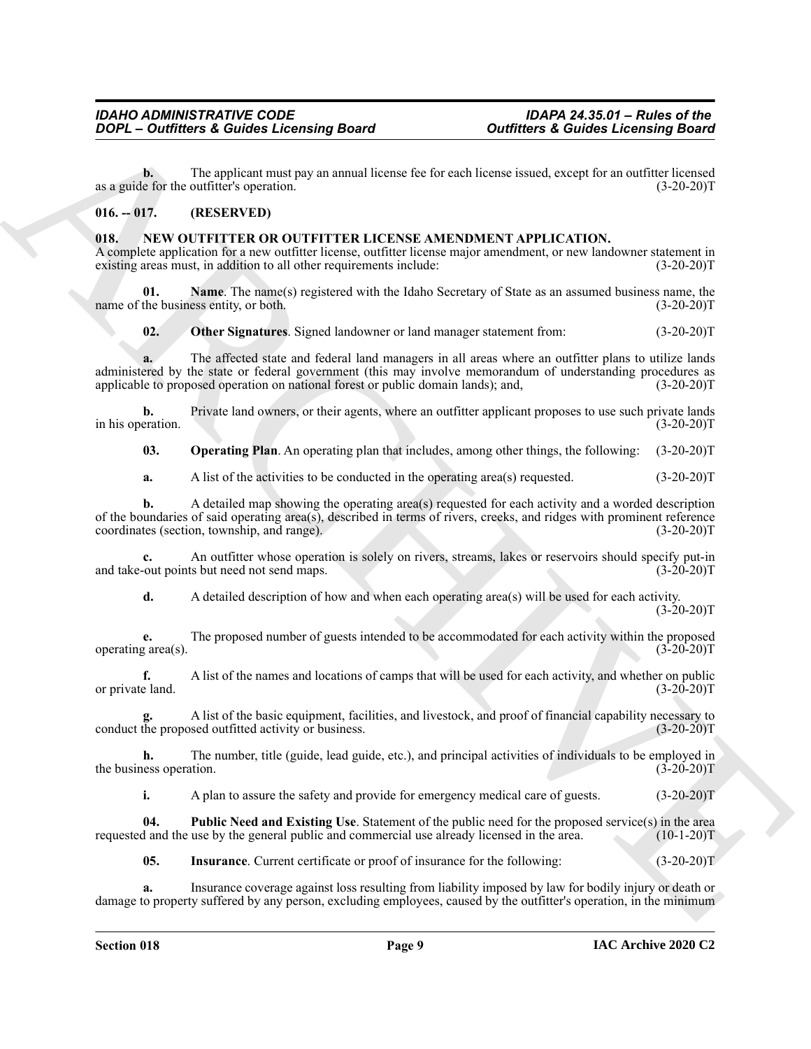**b.** The applicant must pay an annual license fee for each license issued, except for an outfitter licensed as a guide for the outfitter's operation. (3-20-20)T

## 016. -- 017. (RESERVED)

## 018. NEW OUTFITTER OR OUTFITTER LICENSE AMENDMENT APPLICATION.

A complete application for a new outfitter license, outfitter license major amendment, or new landowner statement in existing areas must, in addition to all other requirements include: (3-20-20)T

**01. Name**. The name(s) registered with the Idaho Secretary of State as an assumed business name, the name of the business entity, or both. (3-20-20)T

**02. Other Signatures**. Signed landowner or land manager statement from: (3-20-20)T

**a.** The affected state and federal land managers in all areas where an outfitter plans to utilize lands administered by the state or federal government (this may involve memorandum of understanding procedures as applicable to proposed operation on national forest or public domain lands); and, (3-20-20)T

**b.** Private land owners, or their agents, where an outfitter applicant proposes to use such private lands in his operation. (3-20-20)T

**03. Operating Plan**. An operating plan that includes, among other things, the following: (3-20-20)T

**a.** A list of the activities to be conducted in the operating area(s) requested. (3-20-20)T

**b.** A detailed map showing the operating area(s) requested for each activity and a worded description of the boundaries of said operating area(s), described in terms of rivers, creeks, and ridges with prominent reference coordinates (section, township, and range). (3-20-20)T

**c.** An outfitter whose operation is solely on rivers, streams, lakes or reservoirs should specify put-in and take-out points but need not send maps. (3-20-20)T

**d.** A detailed description of how and when each operating area(s) will be used for each activity. (3-20-20)T

**e.** The proposed number of guests intended to be accommodated for each activity within the proposed operating area(s). (3-20-20)T

**f.** A list of the names and locations of camps that will be used for each activity, and whether on public or private land. (3-20-20)T

**g.** A list of the basic equipment, facilities, and livestock, and proof of financial capability necessary to conduct the proposed outfitted activity or business. (3-20-20)T

**h.** The number, title (guide, lead guide, etc.), and principal activities of individuals to be employed in the business operation. (3-20-20)T

**i.** A plan to assure the safety and provide for emergency medical care of guests. (3-20-20)T

**04. Public Need and Existing Use**. Statement of the public need for the proposed service(s) in the area requested and the use by the general public and commercial use already licensed in the area. (10-1-20)T

**05. Insurance**. Current certificate or proof of insurance for the following: (3-20-20)T

**a.** Insurance coverage against loss resulting from liability imposed by law for bodily injury or death or damage to property suffered by any person, excluding employees, caused by the outfitter's operation, in the minimum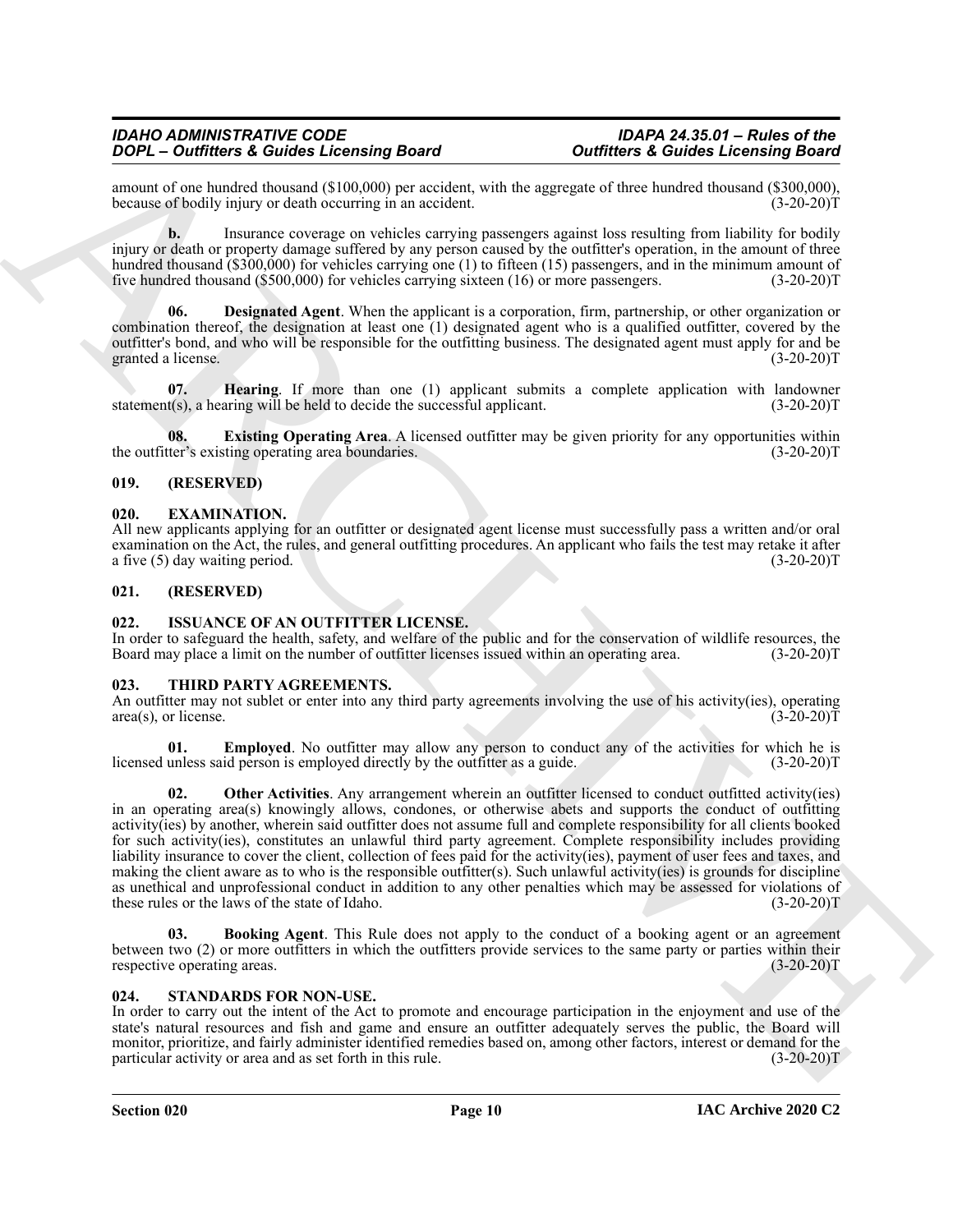amount of one hundred thousand ($100,000) per accident, with the aggregate of three hundred thousand ($300,000), because of bodily injury or death occurring in an accident. (3-20-20)T

**b.** Insurance coverage on vehicles carrying passengers against loss resulting from liability for bodily injury or death or property damage suffered by any person caused by the outfitter's operation, in the amount of three hundred thousand ($300,000) for vehicles carrying one (1) to fifteen (15) passengers, and in the minimum amount of five hundred thousand ($500,000) for vehicles carrying sixteen (16) or more passengers. (3-20-20)T

**06. Designated Agent**. When the applicant is a corporation, firm, partnership, or other organization or combination thereof, the designation at least one (1) designated agent who is a qualified outfitter, covered by the outfitter's bond, and who will be responsible for the outfitting business. The designated agent must apply for and be granted a license. (3-20-20)T

**07. Hearing**. If more than one (1) applicant submits a complete application with landowner statement(s), a hearing will be held to decide the successful applicant. (3-20-20)T

**08. Existing Operating Area**. A licensed outfitter may be given priority for any opportunities within the outfitter's existing operating area boundaries. (3-20-20)T

## 019. (RESERVED)

## 020. EXAMINATION.

All new applicants applying for an outfitter or designated agent license must successfully pass a written and/or oral examination on the Act, the rules, and general outfitting procedures. An applicant who fails the test may retake it after a five (5) day waiting period. (3-20-20)T

## 021. (RESERVED)

## 022. ISSUANCE OF AN OUTFITTER LICENSE.

In order to safeguard the health, safety, and welfare of the public and for the conservation of wildlife resources, the Board may place a limit on the number of outfitter licenses issued within an operating area. (3-20-20)T

## 023. THIRD PARTY AGREEMENTS.

An outfitter may not sublet or enter into any third party agreements involving the use of his activity(ies), operating area(s), or license. (3-20-20)T

**01. Employed**. No outfitter may allow any person to conduct any of the activities for which he is licensed unless said person is employed directly by the outfitter as a guide. (3-20-20)T

**02. Other Activities**. Any arrangement wherein an outfitter licensed to conduct outfitted activity(ies) in an operating area(s) knowingly allows, condones, or otherwise abets and supports the conduct of outfitting activity(ies) by another, wherein said outfitter does not assume full and complete responsibility for all clients booked for such activity(ies), constitutes an unlawful third party agreement. Complete responsibility includes providing liability insurance to cover the client, collection of fees paid for the activity(ies), payment of user fees and taxes, and making the client aware as to who is the responsible outfitter(s). Such unlawful activity(ies) is grounds for discipline as unethical and unprofessional conduct in addition to any other penalties which may be assessed for violations of these rules or the laws of the state of Idaho. (3-20-20)T

**03. Booking Agent**. This Rule does not apply to the conduct of a booking agent or an agreement between two (2) or more outfitters in which the outfitters provide services to the same party or parties within their respective operating areas. (3-20-20)T

## 024. STANDARDS FOR NON-USE.

In order to carry out the intent of the Act to promote and encourage participation in the enjoyment and use of the state's natural resources and fish and game and ensure an outfitter adequately serves the public, the Board will monitor, prioritize, and fairly administer identified remedies based on, among other factors, interest or demand for the particular activity or area and as set forth in this rule. (3-20-20)T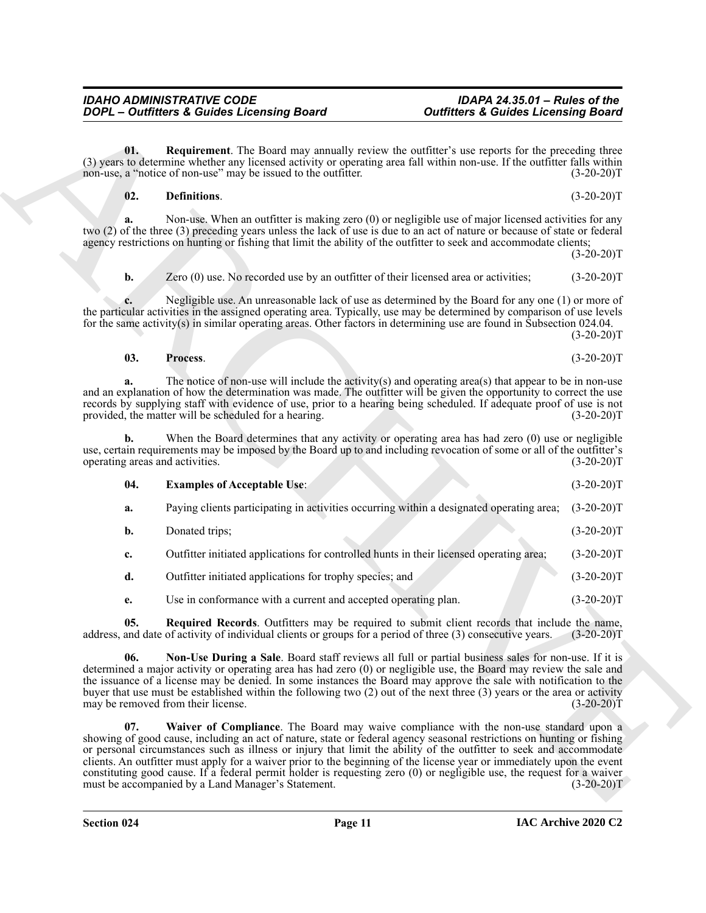**01. Requirement**. The Board may annually review the outfitter's use reports for the preceding three (3) years to determine whether any licensed activity or operating area fall within non-use. If the outfitter falls within non-use, a "notice of non-use" may be issued to the outfitter. (3-20-20)T

**02. Definitions**. (3-20-20)T

**a.** Non-use. When an outfitter is making zero (0) or negligible use of major licensed activities for any two (2) of the three (3) preceding years unless the lack of use is due to an act of nature or because of state or federal agency restrictions on hunting or fishing that limit the ability of the outfitter to seek and accommodate clients; (3-20-20)T

**b.** Zero (0) use. No recorded use by an outfitter of their licensed area or activities; (3-20-20)T

**c.** Negligible use. An unreasonable lack of use as determined by the Board for any one (1) or more of the particular activities in the assigned operating area. Typically, use may be determined by comparison of use levels for the same activity(s) in similar operating areas. Other factors in determining use are found in Subsection 024.04. (3-20-20)T

**03. Process**. (3-20-20)T

**a.** The notice of non-use will include the activity(s) and operating area(s) that appear to be in non-use and an explanation of how the determination was made. The outfitter will be given the opportunity to correct the use records by supplying staff with evidence of use, prior to a hearing being scheduled. If adequate proof of use is not provided, the matter will be scheduled for a hearing. (3-20-20)T

**b.** When the Board determines that any activity or operating area has had zero (0) use or negligible use, certain requirements may be imposed by the Board up to and including revocation of some or all of the outfitter's operating areas and activities. (3-20-20)T

**04. Examples of Acceptable Use**: (3-20-20)T

**a.** Paying clients participating in activities occurring within a designated operating area; (3-20-20)T

**b.** Donated trips; (3-20-20)T

**c.** Outfitter initiated applications for controlled hunts in their licensed operating area; (3-20-20)T

**d.** Outfitter initiated applications for trophy species; and (3-20-20)T

**e.** Use in conformance with a current and accepted operating plan. (3-20-20)T

**05. Required Records**. Outfitters may be required to submit client records that include the name, address, and date of activity of individual clients or groups for a period of three (3) consecutive years. (3-20-20)T

**06. Non-Use During a Sale**. Board staff reviews all full or partial business sales for non-use. If it is determined a major activity or operating area has had zero (0) or negligible use, the Board may review the sale and the issuance of a license may be denied. In some instances the Board may approve the sale with notification to the buyer that use must be established within the following two (2) out of the next three (3) years or the area or activity may be removed from their license. (3-20-20)T

**07. Waiver of Compliance**. The Board may waive compliance with the non-use standard upon a showing of good cause, including an act of nature, state or federal agency seasonal restrictions on hunting or fishing or personal circumstances such as illness or injury that limit the ability of the outfitter to seek and accommodate clients. An outfitter must apply for a waiver prior to the beginning of the license year or immediately upon the event constituting good cause. If a federal permit holder is requesting zero (0) or negligible use, the request for a waiver must be accompanied by a Land Manager's Statement. (3-20-20)T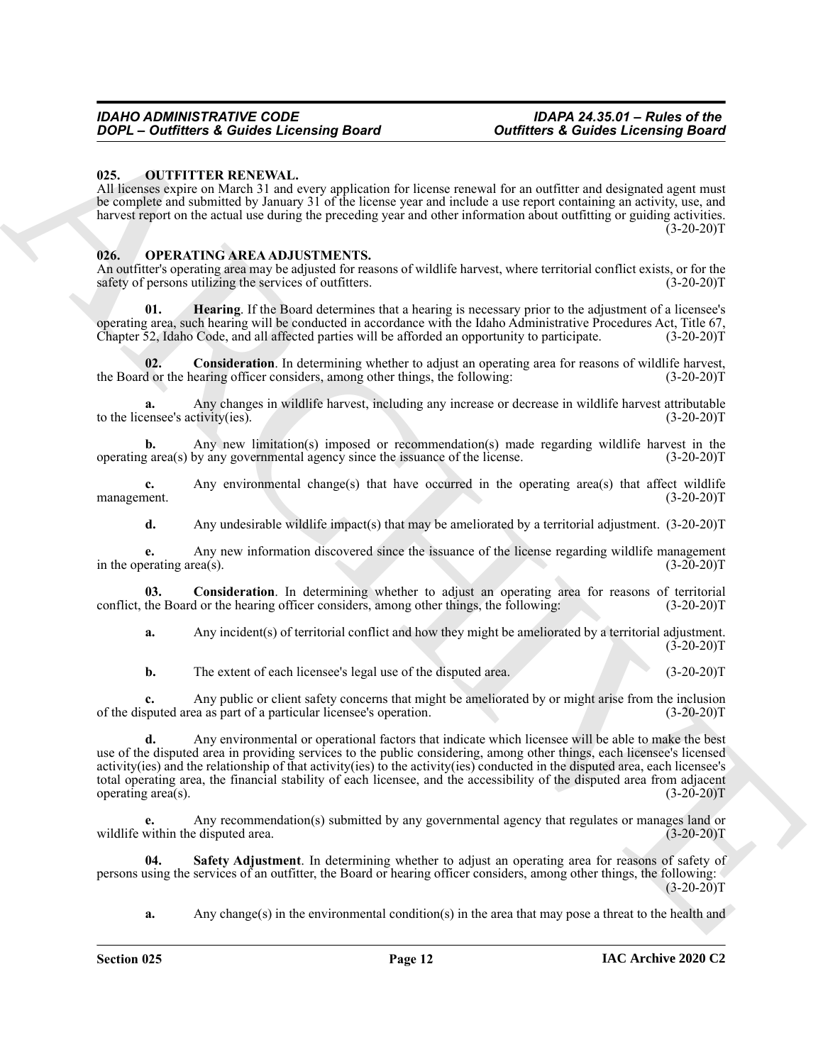## 025. OUTFITTER RENEWAL.

All licenses expire on March 31 and every application for license renewal for an outfitter and designated agent must be complete and submitted by January 31 of the license year and include a use report containing an activity, use, and harvest report on the actual use during the preceding year and other information about outfitting or guiding activities. (3-20-20)T

## 026. OPERATING AREA ADJUSTMENTS.

An outfitter's operating area may be adjusted for reasons of wildlife harvest, where territorial conflict exists, or for the safety of persons utilizing the services of outfitters. (3-20-20)T

**01. Hearing**. If the Board determines that a hearing is necessary prior to the adjustment of a licensee's operating area, such hearing will be conducted in accordance with the Idaho Administrative Procedures Act, Title 67, Chapter 52, Idaho Code, and all affected parties will be afforded an opportunity to participate. (3-20-20)T

**02. Consideration**. In determining whether to adjust an operating area for reasons of wildlife harvest, the Board or the hearing officer considers, among other things, the following: (3-20-20)T

**a.** Any changes in wildlife harvest, including any increase or decrease in wildlife harvest attributable to the licensee's activity(ies). (3-20-20)T

**b.** Any new limitation(s) imposed or recommendation(s) made regarding wildlife harvest in the operating area(s) by any governmental agency since the issuance of the license. (3-20-20)T

**c.** Any environmental change(s) that have occurred in the operating area(s) that affect wildlife management. (3-20-20)T

**d.** Any undesirable wildlife impact(s) that may be ameliorated by a territorial adjustment. (3-20-20)T

**e.** Any new information discovered since the issuance of the license regarding wildlife management in the operating area(s). (3-20-20)T

**03. Consideration**. In determining whether to adjust an operating area for reasons of territorial conflict, the Board or the hearing officer considers, among other things, the following: (3-20-20)T

**a.** Any incident(s) of territorial conflict and how they might be ameliorated by a territorial adjustment. (3-20-20)T

**b.** The extent of each licensee's legal use of the disputed area. (3-20-20)T

**c.** Any public or client safety concerns that might be ameliorated by or might arise from the inclusion of the disputed area as part of a particular licensee's operation. (3-20-20)T

**d.** Any environmental or operational factors that indicate which licensee will be able to make the best use of the disputed area in providing services to the public considering, among other things, each licensee's licensed activity(ies) and the relationship of that activity(ies) to the activity(ies) conducted in the disputed area, each licensee's total operating area, the financial stability of each licensee, and the accessibility of the disputed area from adjacent operating area(s). (3-20-20)T

**e.** Any recommendation(s) submitted by any governmental agency that regulates or manages land or wildlife within the disputed area. (3-20-20)T

**04. Safety Adjustment**. In determining whether to adjust an operating area for reasons of safety of persons using the services of an outfitter, the Board or hearing officer considers, among other things, the following: (3-20-20)T

**a.** Any change(s) in the environmental condition(s) in the area that may pose a threat to the health and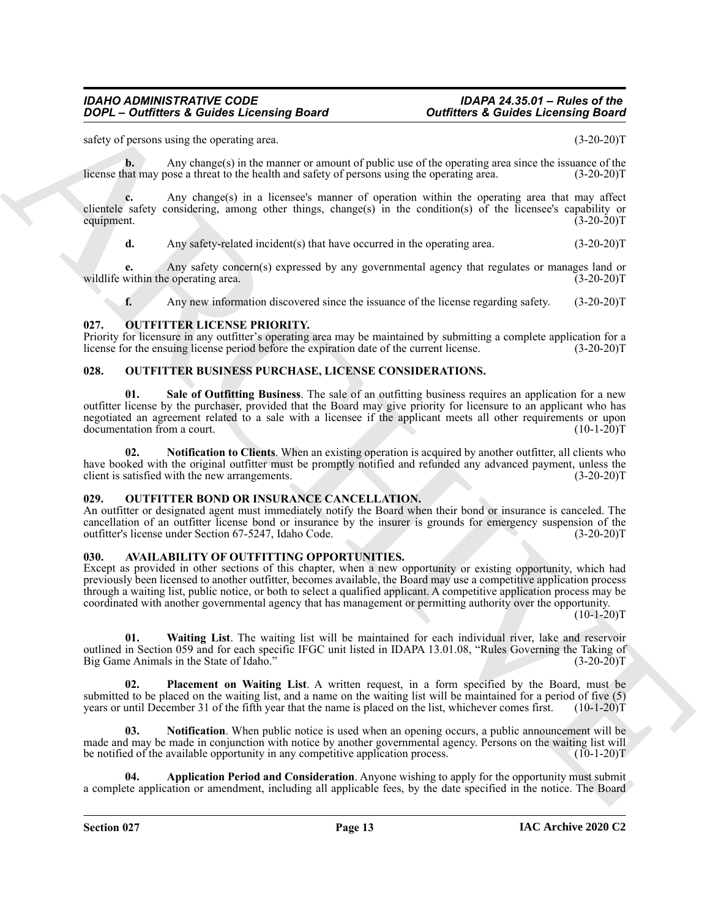safety of persons using the operating area. (3-20-20)T

**b.** Any change(s) in the manner or amount of public use of the operating area since the issuance of the license that may pose a threat to the health and safety of persons using the operating area. (3-20-20)T

**c.** Any change(s) in a licensee's manner of operation within the operating area that may affect clientele safety considering, among other things, change(s) in the condition(s) of the licensee's capability or equipment. (3-20-20)T

**d.** Any safety-related incident(s) that have occurred in the operating area. (3-20-20)T

**e.** Any safety concern(s) expressed by any governmental agency that regulates or manages land or wildlife within the operating area. (3-20-20)T

**f.** Any new information discovered since the issuance of the license regarding safety. (3-20-20)T

## 027. OUTFITTER LICENSE PRIORITY.

Priority for licensure in any outfitter's operating area may be maintained by submitting a complete application for a license for the ensuing license period before the expiration date of the current license. (3-20-20)T

## 028. OUTFITTER BUSINESS PURCHASE, LICENSE CONSIDERATIONS.

**01. Sale of Outfitting Business**. The sale of an outfitting business requires an application for a new outfitter license by the purchaser, provided that the Board may give priority for licensure to an applicant who has negotiated an agreement related to a sale with a licensee if the applicant meets all other requirements or upon documentation from a court. (10-1-20)T

**02. Notification to Clients**. When an existing operation is acquired by another outfitter, all clients who have booked with the original outfitter must be promptly notified and refunded any advanced payment, unless the client is satisfied with the new arrangements. (3-20-20)T

## 029. OUTFITTER BOND OR INSURANCE CANCELLATION.

An outfitter or designated agent must immediately notify the Board when their bond or insurance is canceled. The cancellation of an outfitter license bond or insurance by the insurer is grounds for emergency suspension of the outfitter's license under Section 67-5247, Idaho Code. (3-20-20)T

## 030. AVAILABILITY OF OUTFITTING OPPORTUNITIES.

Except as provided in other sections of this chapter, when a new opportunity or existing opportunity, which had previously been licensed to another outfitter, becomes available, the Board may use a competitive application process through a waiting list, public notice, or both to select a qualified applicant. A competitive application process may be coordinated with another governmental agency that has management or permitting authority over the opportunity. (10-1-20)T

**01. Waiting List**. The waiting list will be maintained for each individual river, lake and reservoir outlined in Section 059 and for each specific IFGC unit listed in IDAPA 13.01.08, "Rules Governing the Taking of Big Game Animals in the State of Idaho." (3-20-20)T

**02. Placement on Waiting List**. A written request, in a form specified by the Board, must be submitted to be placed on the waiting list, and a name on the waiting list will be maintained for a period of five (5) years or until December 31 of the fifth year that the name is placed on the list, whichever comes first. (10-1-20)T

**03. Notification**. When public notice is used when an opening occurs, a public announcement will be made and may be made in conjunction with notice by another governmental agency. Persons on the waiting list will be notified of the available opportunity in any competitive application process. (10-1-20)T

**04. Application Period and Consideration**. Anyone wishing to apply for the opportunity must submit a complete application or amendment, including all applicable fees, by the date specified in the notice. The Board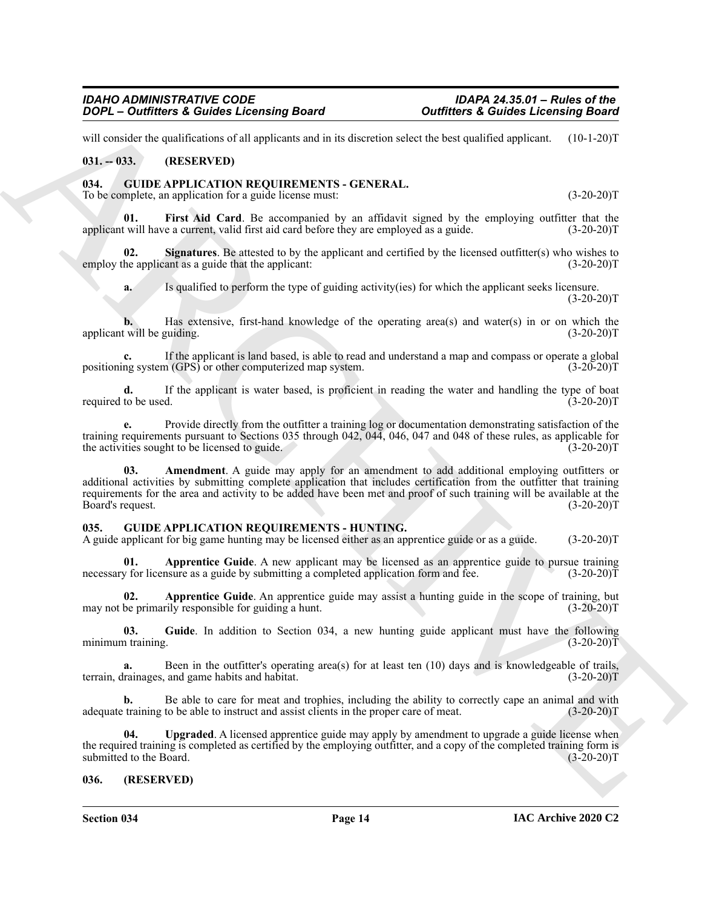will consider the qualifications of all applicants and in its discretion select the best qualified applicant. (10-1-20)T

## 031. -- 033. (RESERVED)

## 034. GUIDE APPLICATION REQUIREMENTS - GENERAL.

To be complete, an application for a guide license must: (3-20-20)T

**01. First Aid Card**. Be accompanied by an affidavit signed by the employing outfitter that the applicant will have a current, valid first aid card before they are employed as a guide. (3-20-20)T

**02. Signatures**. Be attested to by the applicant and certified by the licensed outfitter(s) who wishes to employ the applicant as a guide that the applicant: (3-20-20)T

**a.** Is qualified to perform the type of guiding activity(ies) for which the applicant seeks licensure. (3-20-20)T

**b.** Has extensive, first-hand knowledge of the operating area(s) and water(s) in or on which the applicant will be guiding. (3-20-20)T

**c.** If the applicant is land based, is able to read and understand a map and compass or operate a global positioning system (GPS) or other computerized map system. (3-20-20)T

**d.** If the applicant is water based, is proficient in reading the water and handling the type of boat required to be used. (3-20-20)T

**e.** Provide directly from the outfitter a training log or documentation demonstrating satisfaction of the training requirements pursuant to Sections 035 through 042, 044, 046, 047 and 048 of these rules, as applicable for the activities sought to be licensed to guide. (3-20-20)T

**03. Amendment**. A guide may apply for an amendment to add additional employing outfitters or additional activities by submitting complete application that includes certification from the outfitter that training requirements for the area and activity to be added have been met and proof of such training will be available at the Board's request. (3-20-20)T

## 035. GUIDE APPLICATION REQUIREMENTS - HUNTING.

A guide applicant for big game hunting may be licensed either as an apprentice guide or as a guide. (3-20-20)T

**01. Apprentice Guide**. A new applicant may be licensed as an apprentice guide to pursue training necessary for licensure as a guide by submitting a completed application form and fee. (3-20-20)T

**02. Apprentice Guide**. An apprentice guide may assist a hunting guide in the scope of training, but may not be primarily responsible for guiding a hunt. (3-20-20)T

**03. Guide**. In addition to Section 034, a new hunting guide applicant must have the following minimum training. (3-20-20)T

**a.** Been in the outfitter's operating area(s) for at least ten (10) days and is knowledgeable of trails, terrain, drainages, and game habits and habitat. (3-20-20)T

**b.** Be able to care for meat and trophies, including the ability to correctly cape an animal and with adequate training to be able to instruct and assist clients in the proper care of meat. (3-20-20)T

**04. Upgraded**. A licensed apprentice guide may apply by amendment to upgrade a guide license when the required training is completed as certified by the employing outfitter, and a copy of the completed training form is submitted to the Board. (3-20-20)T

## 036. (RESERVED)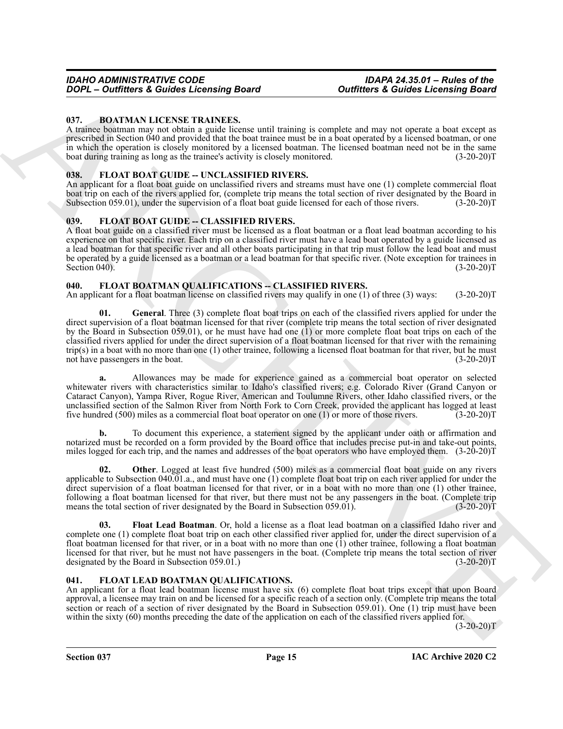### 037. BOATMAN LICENSE TRAINEES.

A trainee boatman may not obtain a guide license until training is complete and may not operate a boat except as prescribed in Section 040 and provided that the boat trainee must be in a boat operated by a licensed boatman, or one in which the operation is closely monitored by a licensed boatman. The licensed boatman need not be in the same boat during training as long as the trainee's activity is closely monitored. (3-20-20)T

### 038. FLOAT BOAT GUIDE -- UNCLASSIFIED RIVERS.

An applicant for a float boat guide on unclassified rivers and streams must have one (1) complete commercial float boat trip on each of the rivers applied for, (complete trip means the total section of river designated by the Board in Subsection 059.01), under the supervision of a float boat guide licensed for each of those rivers. (3-20-20)T

### 039. FLOAT BOAT GUIDE -- CLASSIFIED RIVERS.

A float boat guide on a classified river must be licensed as a float boatman or a float lead boatman according to his experience on that specific river. Each trip on a classified river must have a lead boat operated by a guide licensed as a lead boatman for that specific river and all other boats participating in that trip must follow the lead boat and must be operated by a guide licensed as a boatman or a lead boatman for that specific river. (Note exception for trainees in Section 040). (3-20-20)T

### 040. FLOAT BOATMAN QUALIFICATIONS -- CLASSIFIED RIVERS.

An applicant for a float boatman license on classified rivers may qualify in one (1) of three (3) ways: (3-20-20)T

**01. General**. Three (3) complete float boat trips on each of the classified rivers applied for under the direct supervision of a float boatman licensed for that river (complete trip means the total section of river designated by the Board in Subsection 059.01), or he must have had one (1) or more complete float boat trips on each of the classified rivers applied for under the direct supervision of a float boatman licensed for that river with the remaining trip(s) in a boat with no more than one (1) other trainee, following a licensed float boatman for that river, but he must not have passengers in the boat. (3-20-20)T

**a.** Allowances may be made for experience gained as a commercial boat operator on selected whitewater rivers with characteristics similar to Idaho's classified rivers; e.g. Colorado River (Grand Canyon or Cataract Canyon), Yampa River, Rogue River, American and Toulumne Rivers, other Idaho classified rivers, or the unclassified section of the Salmon River from North Fork to Corn Creek, provided the applicant has logged at least five hundred (500) miles as a commercial float boat operator on one (1) or more of those rivers. (3-20-20)T

**b.** To document this experience, a statement signed by the applicant under oath or affirmation and notarized must be recorded on a form provided by the Board office that includes precise put-in and take-out points, miles logged for each trip, and the names and addresses of the boat operators who have employed them. (3-20-20)T

**02. Other**. Logged at least five hundred (500) miles as a commercial float boat guide on any rivers applicable to Subsection 040.01.a., and must have one (1) complete float boat trip on each river applied for under the direct supervision of a float boatman licensed for that river, or in a boat with no more than one (1) other trainee, following a float boatman licensed for that river, but there must not be any passengers in the boat. (Complete trip means the total section of river designated by the Board in Subsection 059.01). (3-20-20)T

**03. Float Lead Boatman**. Or, hold a license as a float lead boatman on a classified Idaho river and complete one (1) complete float boat trip on each other classified river applied for, under the direct supervision of a float boatman licensed for that river, or in a boat with no more than one (1) other trainee, following a float boatman licensed for that river, but he must not have passengers in the boat. (Complete trip means the total section of river designated by the Board in Subsection 059.01.) (3-20-20)T

### 041. FLOAT LEAD BOATMAN QUALIFICATIONS.

An applicant for a float lead boatman license must have six (6) complete float boat trips except that upon Board approval, a licensee may train on and be licensed for a specific reach of a section only. (Complete trip means the total section or reach of a section of river designated by the Board in Subsection 059.01). One (1) trip must have been within the sixty (60) months preceding the date of the application on each of the classified rivers applied for. (3-20-20)T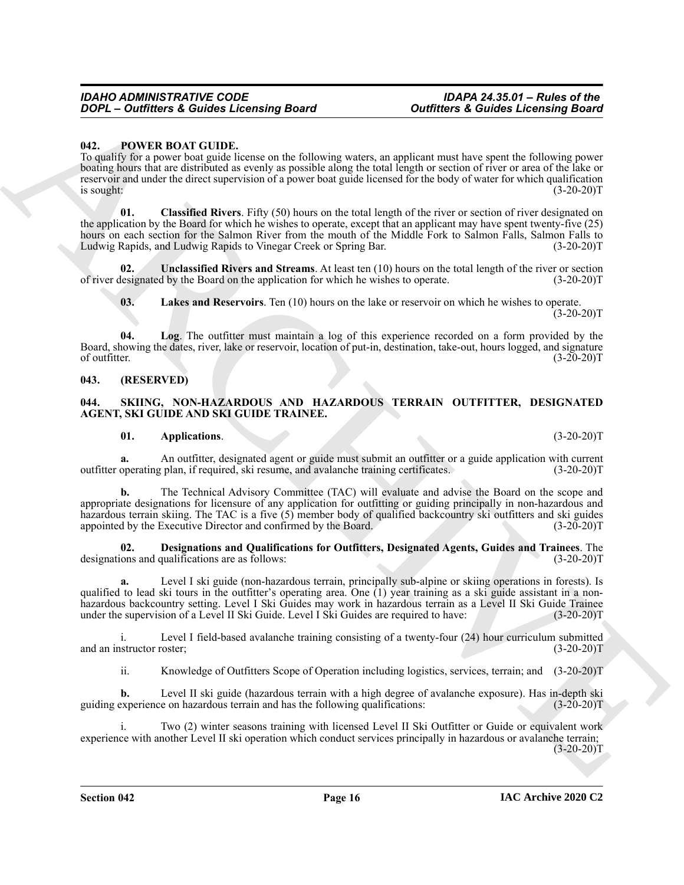### 042. POWER BOAT GUIDE.

To qualify for a power boat guide license on the following waters, an applicant must have spent the following power boating hours that are distributed as evenly as possible along the total length or section of river or area of the lake or reservoir and under the direct supervision of a power boat guide licensed for the body of water for which qualification is sought: (3-20-20)T

**01. Classified Rivers**. Fifty (50) hours on the total length of the river or section of river designated on the application by the Board for which he wishes to operate, except that an applicant may have spent twenty-five (25) hours on each section for the Salmon River from the mouth of the Middle Fork to Salmon Falls, Salmon Falls to Ludwig Rapids, and Ludwig Rapids to Vinegar Creek or Spring Bar. (3-20-20)T

**02. Unclassified Rivers and Streams**. At least ten (10) hours on the total length of the river or section of river designated by the Board on the application for which he wishes to operate. (3-20-20)T

**03. Lakes and Reservoirs**. Ten (10) hours on the lake or reservoir on which he wishes to operate. (3-20-20)T

**04. Log**. The outfitter must maintain a log of this experience recorded on a form provided by the Board, showing the dates, river, lake or reservoir, location of put-in, destination, take-out, hours logged, and signature of outfitter. (3-20-20)T

### 043. (RESERVED)

### 044. SKIING, NON-HAZARDOUS AND HAZARDOUS TERRAIN OUTFITTER, DESIGNATED AGENT, SKI GUIDE AND SKI GUIDE TRAINEE.

**01. Applications**. (3-20-20)T

**a.** An outfitter, designated agent or guide must submit an outfitter or a guide application with current outfitter operating plan, if required, ski resume, and avalanche training certificates. (3-20-20)T

**b.** The Technical Advisory Committee (TAC) will evaluate and advise the Board on the scope and appropriate designations for licensure of any application for outfitting or guiding principally in non-hazardous and hazardous terrain skiing. The TAC is a five (5) member body of qualified backcountry ski outfitters and ski guides appointed by the Executive Director and confirmed by the Board. (3-20-20)T

**02. Designations and Qualifications for Outfitters, Designated Agents, Guides and Trainees**. The designations and qualifications are as follows: (3-20-20)T

**a.** Level I ski guide (non-hazardous terrain, principally sub-alpine or skiing operations in forests). Is qualified to lead ski tours in the outfitter's operating area. One (1) year training as a ski guide assistant in a non-hazardous backcountry setting. Level I Ski Guides may work in hazardous terrain as a Level II Ski Guide Trainee under the supervision of a Level II Ski Guide. Level I Ski Guides are required to have: (3-20-20)T

i. Level I field-based avalanche training consisting of a twenty-four (24) hour curriculum submitted and an instructor roster; (3-20-20)T

ii. Knowledge of Outfitters Scope of Operation including logistics, services, terrain; and (3-20-20)T

**b.** Level II ski guide (hazardous terrain with a high degree of avalanche exposure). Has in-depth ski guiding experience on hazardous terrain and has the following qualifications: (3-20-20)T

i. Two (2) winter seasons training with licensed Level II Ski Outfitter or Guide or equivalent work experience with another Level II ski operation which conduct services principally in hazardous or avalanche terrain; (3-20-20)T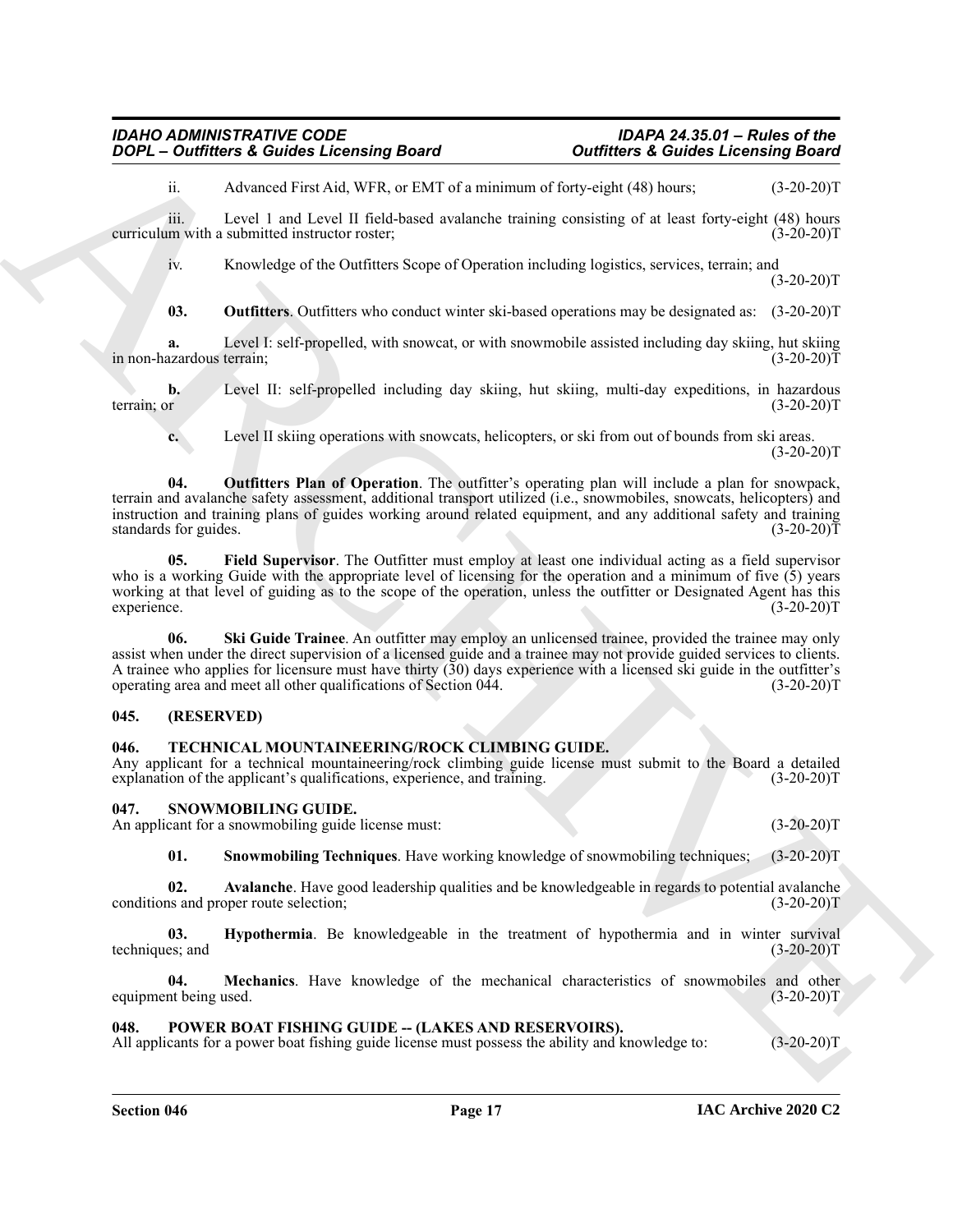ii. Advanced First Aid, WFR, or EMT of a minimum of forty-eight (48) hours; (3-20-20)T

iii. Level 1 and Level II field-based avalanche training consisting of at least forty-eight (48) hours curriculum with a submitted instructor roster; (3-20-20)T

iv. Knowledge of the Outfitters Scope of Operation including logistics, services, terrain; and (3-20-20)T

**03. Outfitters**. Outfitters who conduct winter ski-based operations may be designated as: (3-20-20)T

**a.** Level I: self-propelled, with snowcat, or with snowmobile assisted including day skiing, hut skiing in non-hazardous terrain; (3-20-20)T

**b.** Level II: self-propelled including day skiing, hut skiing, multi-day expeditions, in hazardous terrain; or (3-20-20)T

**c.** Level II skiing operations with snowcats, helicopters, or ski from out of bounds from ski areas. (3-20-20)T

**04. Outfitters Plan of Operation**. The outfitter's operating plan will include a plan for snowpack, terrain and avalanche safety assessment, additional transport utilized (i.e., snowmobiles, snowcats, helicopters) and instruction and training plans of guides working around related equipment, and any additional safety and training standards for guides. (3-20-20)T

**05. Field Supervisor**. The Outfitter must employ at least one individual acting as a field supervisor who is a working Guide with the appropriate level of licensing for the operation and a minimum of five (5) years working at that level of guiding as to the scope of the operation, unless the outfitter or Designated Agent has this experience. (3-20-20)T

**06. Ski Guide Trainee**. An outfitter may employ an unlicensed trainee, provided the trainee may only assist when under the direct supervision of a licensed guide and a trainee may not provide guided services to clients. A trainee who applies for licensure must have thirty (30) days experience with a licensed ski guide in the outfitter's operating area and meet all other qualifications of Section 044. (3-20-20)T

## 045. (RESERVED)

## 046. TECHNICAL MOUNTAINEERING/ROCK CLIMBING GUIDE.

Any applicant for a technical mountaineering/rock climbing guide license must submit to the Board a detailed explanation of the applicant's qualifications, experience, and training. (3-20-20)T

## 047. SNOWMOBILING GUIDE.

An applicant for a snowmobiling guide license must: (3-20-20)T

**01. Snowmobiling Techniques**. Have working knowledge of snowmobiling techniques; (3-20-20)T

**02. Avalanche**. Have good leadership qualities and be knowledgeable in regards to potential avalanche conditions and proper route selection; (3-20-20)T

**03. Hypothermia**. Be knowledgeable in the treatment of hypothermia and in winter survival techniques; and (3-20-20)T

**04. Mechanics**. Have knowledge of the mechanical characteristics of snowmobiles and other equipment being used. (3-20-20)T

## 048. POWER BOAT FISHING GUIDE -- (LAKES AND RESERVOIRS).

All applicants for a power boat fishing guide license must possess the ability and knowledge to: (3-20-20)T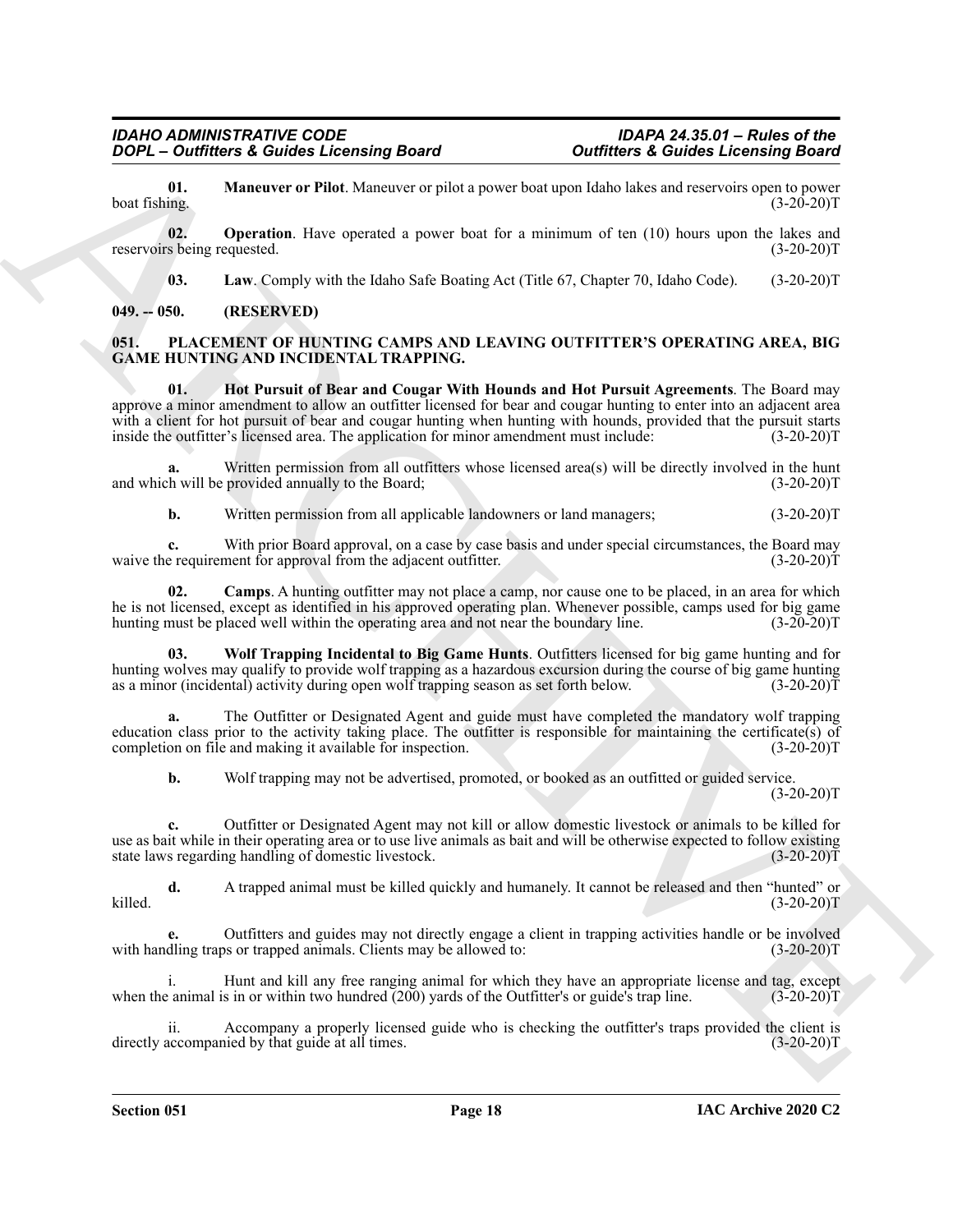**01. Maneuver or Pilot**. Maneuver or pilot a power boat upon Idaho lakes and reservoirs open to power boat fishing. (3-20-20)T

**02. Operation**. Have operated a power boat for a minimum of ten (10) hours upon the lakes and reservoirs being requested. (3-20-20)T

**03. Law**. Comply with the Idaho Safe Boating Act (Title 67, Chapter 70, Idaho Code). (3-20-20)T

### 049. -- 050. (RESERVED)

### 051. PLACEMENT OF HUNTING CAMPS AND LEAVING OUTFITTER'S OPERATING AREA, BIG GAME HUNTING AND INCIDENTAL TRAPPING.

**01. Hot Pursuit of Bear and Cougar With Hounds and Hot Pursuit Agreements**. The Board may approve a minor amendment to allow an outfitter licensed for bear and cougar hunting to enter into an adjacent area with a client for hot pursuit of bear and cougar hunting when hunting with hounds, provided that the pursuit starts inside the outfitter's licensed area. The application for minor amendment must include: (3-20-20)T

**a.** Written permission from all outfitters whose licensed area(s) will be directly involved in the hunt and which will be provided annually to the Board; (3-20-20)T

**b.** Written permission from all applicable landowners or land managers; (3-20-20)T

**c.** With prior Board approval, on a case by case basis and under special circumstances, the Board may waive the requirement for approval from the adjacent outfitter. (3-20-20)T

**02. Camps**. A hunting outfitter may not place a camp, nor cause one to be placed, in an area for which he is not licensed, except as identified in his approved operating plan. Whenever possible, camps used for big game hunting must be placed well within the operating area and not near the boundary line. (3-20-20)T

**03. Wolf Trapping Incidental to Big Game Hunts**. Outfitters licensed for big game hunting and for hunting wolves may qualify to provide wolf trapping as a hazardous excursion during the course of big game hunting as a minor (incidental) activity during open wolf trapping season as set forth below. (3-20-20)T

**a.** The Outfitter or Designated Agent and guide must have completed the mandatory wolf trapping education class prior to the activity taking place. The outfitter is responsible for maintaining the certificate(s) of completion on file and making it available for inspection. (3-20-20)T

**b.** Wolf trapping may not be advertised, promoted, or booked as an outfitted or guided service. (3-20-20)T

**c.** Outfitter or Designated Agent may not kill or allow domestic livestock or animals to be killed for use as bait while in their operating area or to use live animals as bait and will be otherwise expected to follow existing state laws regarding handling of domestic livestock. (3-20-20)T

**d.** A trapped animal must be killed quickly and humanely. It cannot be released and then "hunted" or killed. (3-20-20)T

**e.** Outfitters and guides may not directly engage a client in trapping activities handle or be involved with handling traps or trapped animals. Clients may be allowed to: (3-20-20)T

i. Hunt and kill any free ranging animal for which they have an appropriate license and tag, except when the animal is in or within two hundred (200) yards of the Outfitter's or guide's trap line. (3-20-20)T

ii. Accompany a properly licensed guide who is checking the outfitter's traps provided the client is directly accompanied by that guide at all times. (3-20-20)T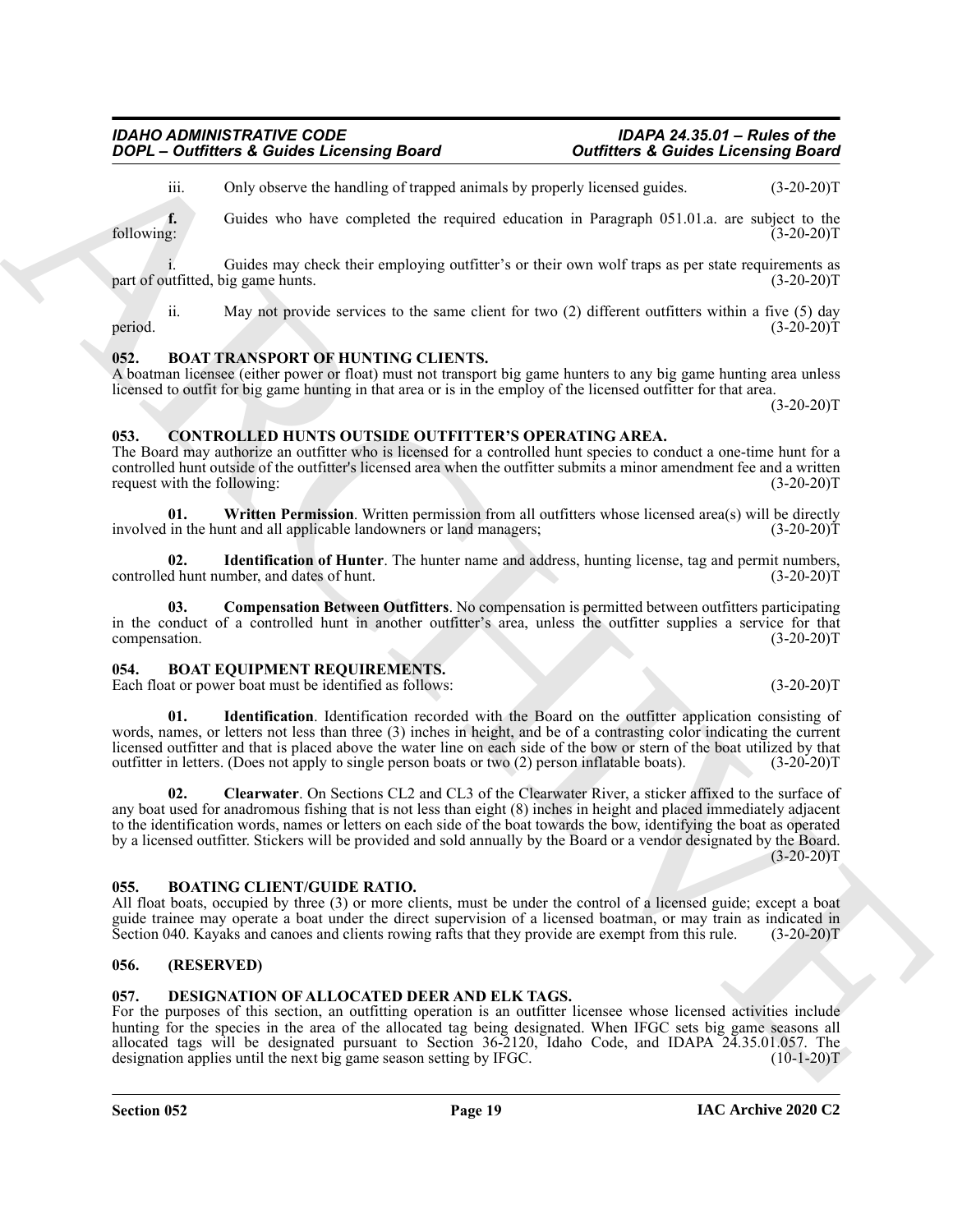iii. Only observe the handling of trapped animals by properly licensed guides. (3-20-20)T

**f.** Guides who have completed the required education in Paragraph 051.01.a. are subject to the following: (3-20-20)T

i. Guides may check their employing outfitter's or their own wolf traps as per state requirements as part of outfitted, big game hunts. (3-20-20)T

ii. May not provide services to the same client for two (2) different outfitters within a five (5) day period. (3-20-20)T

### 052. BOAT TRANSPORT OF HUNTING CLIENTS.

A boatman licensee (either power or float) must not transport big game hunters to any big game hunting area unless licensed to outfit for big game hunting in that area or is in the employ of the licensed outfitter for that area. (3-20-20)T

### 053. CONTROLLED HUNTS OUTSIDE OUTFITTER'S OPERATING AREA.

The Board may authorize an outfitter who is licensed for a controlled hunt species to conduct a one-time hunt for a controlled hunt outside of the outfitter's licensed area when the outfitter submits a minor amendment fee and a written request with the following: (3-20-20)T

**01. Written Permission**. Written permission from all outfitters whose licensed area(s) will be directly involved in the hunt and all applicable landowners or land managers; (3-20-20)T

**02. Identification of Hunter**. The hunter name and address, hunting license, tag and permit numbers, controlled hunt number, and dates of hunt. (3-20-20)T

**03. Compensation Between Outfitters**. No compensation is permitted between outfitters participating in the conduct of a controlled hunt in another outfitter's area, unless the outfitter supplies a service for that compensation. (3-20-20)T

### 054. BOAT EQUIPMENT REQUIREMENTS.

Each float or power boat must be identified as follows: (3-20-20)T

**01. Identification**. Identification recorded with the Board on the outfitter application consisting of words, names, or letters not less than three (3) inches in height, and be of a contrasting color indicating the current licensed outfitter and that is placed above the water line on each side of the bow or stern of the boat utilized by that outfitter in letters. (Does not apply to single person boats or two (2) person inflatable boats). (3-20-20)T

**02. Clearwater**. On Sections CL2 and CL3 of the Clearwater River, a sticker affixed to the surface of any boat used for anadromous fishing that is not less than eight (8) inches in height and placed immediately adjacent to the identification words, names or letters on each side of the boat towards the bow, identifying the boat as operated by a licensed outfitter. Stickers will be provided and sold annually by the Board or a vendor designated by the Board. (3-20-20)T

### 055. BOATING CLIENT/GUIDE RATIO.

All float boats, occupied by three (3) or more clients, must be under the control of a licensed guide; except a boat guide trainee may operate a boat under the direct supervision of a licensed boatman, or may train as indicated in Section 040. Kayaks and canoes and clients rowing rafts that they provide are exempt from this rule. (3-20-20)T

### 056. (RESERVED)

### 057. DESIGNATION OF ALLOCATED DEER AND ELK TAGS.

For the purposes of this section, an outfitting operation is an outfitter licensee whose licensed activities include hunting for the species in the area of the allocated tag being designated. When IFGC sets big game seasons all allocated tags will be designated pursuant to Section 36-2120, Idaho Code, and IDAPA 24.35.01.057. The designation applies until the next big game season setting by IFGC. (10-1-20)T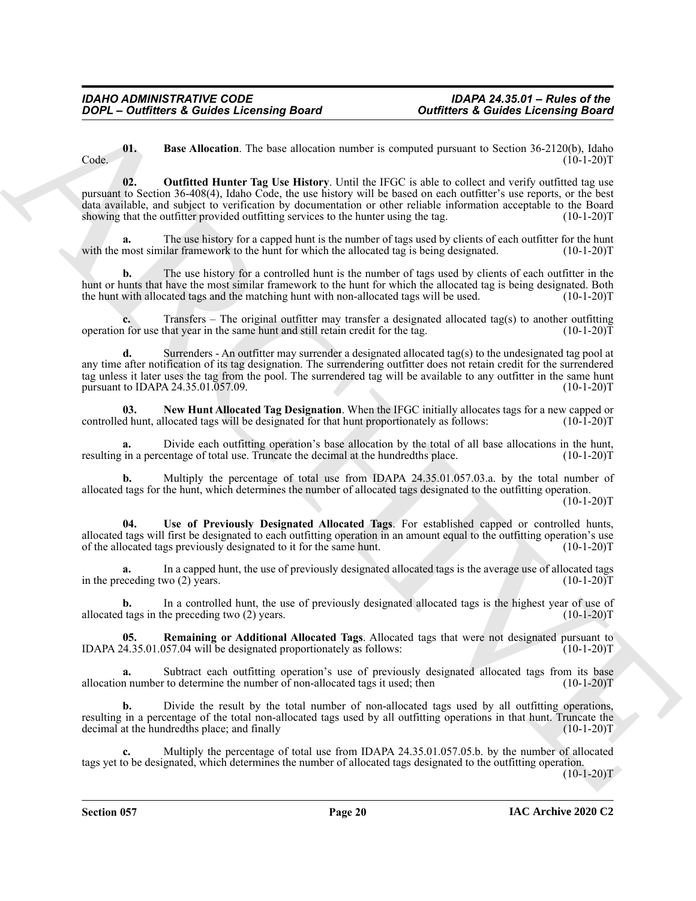**01. Base Allocation**. The base allocation number is computed pursuant to Section 36-2120(b), Idaho Code. (10-1-20)T

**02. Outfitted Hunter Tag Use History**. Until the IFGC is able to collect and verify outfitted tag use pursuant to Section 36-408(4), Idaho Code, the use history will be based on each outfitter's use reports, or the best data available, and subject to verification by documentation or other reliable information acceptable to the Board showing that the outfitter provided outfitting services to the hunter using the tag. (10-1-20)T

**a.** The use history for a capped hunt is the number of tags used by clients of each outfitter for the hunt with the most similar framework to the hunt for which the allocated tag is being designated. (10-1-20)T

**b.** The use history for a controlled hunt is the number of tags used by clients of each outfitter in the hunt or hunts that have the most similar framework to the hunt for which the allocated tag is being designated. Both the hunt with allocated tags and the matching hunt with non-allocated tags will be used. (10-1-20)T

**c.** Transfers – The original outfitter may transfer a designated allocated tag(s) to another outfitting operation for use that year in the same hunt and still retain credit for the tag. (10-1-20)T

**d.** Surrenders - An outfitter may surrender a designated allocated tag(s) to the undesignated tag pool at any time after notification of its tag designation. The surrendering outfitter does not retain credit for the surrendered tag unless it later uses the tag from the pool. The surrendered tag will be available to any outfitter in the same hunt pursuant to IDAPA 24.35.01.057.09. (10-1-20)T

**03. New Hunt Allocated Tag Designation**. When the IFGC initially allocates tags for a new capped or controlled hunt, allocated tags will be designated for that hunt proportionately as follows: (10-1-20)T

**a.** Divide each outfitting operation's base allocation by the total of all base allocations in the hunt, resulting in a percentage of total use. Truncate the decimal at the hundredths place. (10-1-20)T

**b.** Multiply the percentage of total use from IDAPA 24.35.01.057.03.a. by the total number of allocated tags for the hunt, which determines the number of allocated tags designated to the outfitting operation. (10-1-20)T

**04. Use of Previously Designated Allocated Tags**. For established capped or controlled hunts, allocated tags will first be designated to each outfitting operation in an amount equal to the outfitting operation's use of the allocated tags previously designated to it for the same hunt. (10-1-20)T

**a.** In a capped hunt, the use of previously designated allocated tags is the average use of allocated tags in the preceding two (2) years. (10-1-20)T

**b.** In a controlled hunt, the use of previously designated allocated tags is the highest year of use of allocated tags in the preceding two (2) years. (10-1-20)T

**05. Remaining or Additional Allocated Tags**. Allocated tags that were not designated pursuant to IDAPA 24.35.01.057.04 will be designated proportionately as follows: (10-1-20)T

**a.** Subtract each outfitting operation's use of previously designated allocated tags from its base allocation number to determine the number of non-allocated tags it used; then (10-1-20)T

**b.** Divide the result by the total number of non-allocated tags used by all outfitting operations, resulting in a percentage of the total non-allocated tags used by all outfitting operations in that hunt. Truncate the decimal at the hundredths place; and finally (10-1-20)T

**c.** Multiply the percentage of total use from IDAPA 24.35.01.057.05.b. by the number of allocated tags yet to be designated, which determines the number of allocated tags designated to the outfitting operation. (10-1-20)T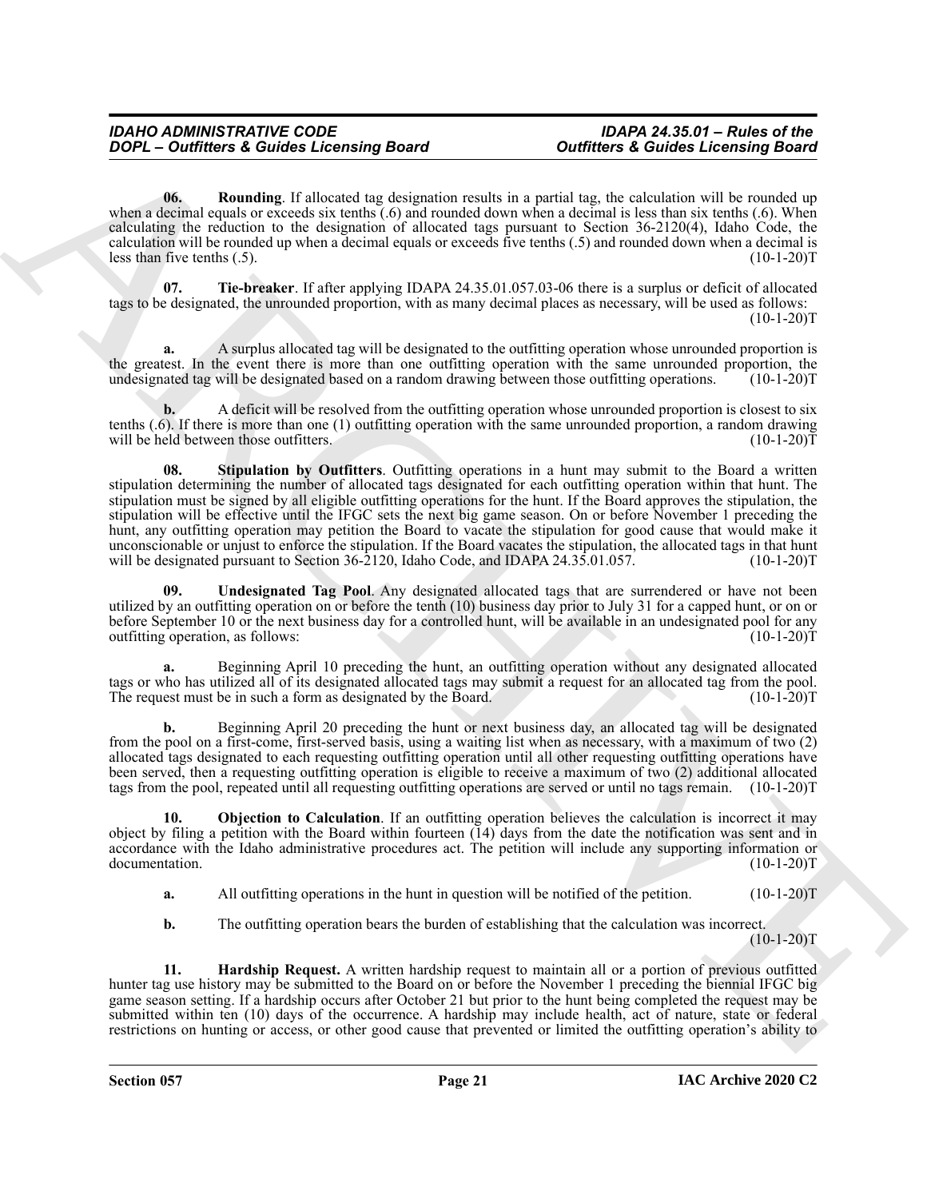**06. Rounding**. If allocated tag designation results in a partial tag, the calculation will be rounded up when a decimal equals or exceeds six tenths (.6) and rounded down when a decimal is less than six tenths (.6). When calculating the reduction to the designation of allocated tags pursuant to Section 36-2120(4), Idaho Code, the calculation will be rounded up when a decimal equals or exceeds five tenths (.5) and rounded down when a decimal is less than five tenths (.5). (10-1-20)T

**07. Tie-breaker**. If after applying IDAPA 24.35.01.057.03-06 there is a surplus or deficit of allocated tags to be designated, the unrounded proportion, with as many decimal places as necessary, will be used as follows: (10-1-20)T

**a.** A surplus allocated tag will be designated to the outfitting operation whose unrounded proportion is the greatest. In the event there is more than one outfitting operation with the same unrounded proportion, the undesignated tag will be designated based on a random drawing between those outfitting operations. (10-1-20)T

**b.** A deficit will be resolved from the outfitting operation whose unrounded proportion is closest to six tenths (.6). If there is more than one (1) outfitting operation with the same unrounded proportion, a random drawing will be held between those outfitters. (10-1-20)T

**08. Stipulation by Outfitters**. Outfitting operations in a hunt may submit to the Board a written stipulation determining the number of allocated tags designated for each outfitting operation within that hunt. The stipulation must be signed by all eligible outfitting operations for the hunt. If the Board approves the stipulation, the stipulation will be effective until the IFGC sets the next big game season. On or before November 1 preceding the hunt, any outfitting operation may petition the Board to vacate the stipulation for good cause that would make it unconscionable or unjust to enforce the stipulation. If the Board vacates the stipulation, the allocated tags in that hunt will be designated pursuant to Section 36-2120, Idaho Code, and IDAPA 24.35.01.057. (10-1-20)T

**09. Undesignated Tag Pool**. Any designated allocated tags that are surrendered or have not been utilized by an outfitting operation on or before the tenth (10) business day prior to July 31 for a capped hunt, or on or before September 10 or the next business day for a controlled hunt, will be available in an undesignated pool for any outfitting operation, as follows: (10-1-20)T

**a.** Beginning April 10 preceding the hunt, an outfitting operation without any designated allocated tags or who has utilized all of its designated allocated tags may submit a request for an allocated tag from the pool. The request must be in such a form as designated by the Board. (10-1-20)T

**b.** Beginning April 20 preceding the hunt or next business day, an allocated tag will be designated from the pool on a first-come, first-served basis, using a waiting list when as necessary, with a maximum of two (2) allocated tags designated to each requesting outfitting operation until all other requesting outfitting operations have been served, then a requesting outfitting operation is eligible to receive a maximum of two (2) additional allocated tags from the pool, repeated until all requesting outfitting operations are served or until no tags remain. (10-1-20)T

**10. Objection to Calculation**. If an outfitting operation believes the calculation is incorrect it may object by filing a petition with the Board within fourteen (14) days from the date the notification was sent and in accordance with the Idaho administrative procedures act. The petition will include any supporting information or documentation. (10-1-20)T

**a.** All outfitting operations in the hunt in question will be notified of the petition. (10-1-20)T

**b.** The outfitting operation bears the burden of establishing that the calculation was incorrect. (10-1-20)T

**11. Hardship Request.** A written hardship request to maintain all or a portion of previous outfitted hunter tag use history may be submitted to the Board on or before the November 1 preceding the biennial IFGC big game season setting. If a hardship occurs after October 21 but prior to the hunt being completed the request may be submitted within ten (10) days of the occurrence. A hardship may include health, act of nature, state or federal restrictions on hunting or access, or other good cause that prevented or limited the outfitting operation's ability to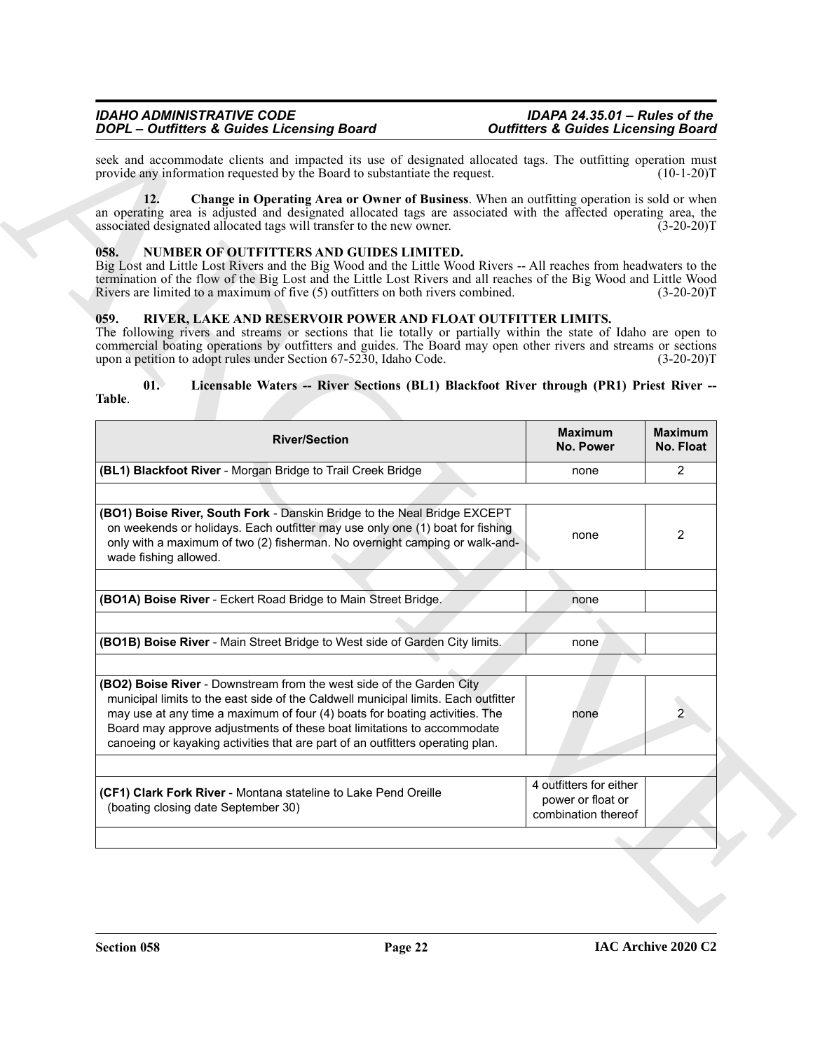seek and accommodate clients and impacted its use of designated allocated tags. The outfitting operation must provide any information requested by the Board to substantiate the request. (10-1-20)T

**12. Change in Operating Area or Owner of Business**. When an outfitting operation is sold or when an operating area is adjusted and designated allocated tags are associated with the affected operating area, the associated designated allocated tags will transfer to the new owner. (3-20-20)T

### 058. NUMBER OF OUTFITTERS AND GUIDES LIMITED.

Big Lost and Little Lost Rivers and the Big Wood and the Little Wood Rivers -- All reaches from headwaters to the termination of the flow of the Big Lost and the Little Lost Rivers and all reaches of the Big Wood and Little Wood Rivers are limited to a maximum of five (5) outfitters on both rivers combined. (3-20-20)T

### 059. RIVER, LAKE AND RESERVOIR POWER AND FLOAT OUTFITTER LIMITS.

The following rivers and streams or sections that lie totally or partially within the state of Idaho are open to commercial boating operations by outfitters and guides. The Board may open other rivers and streams or sections upon a petition to adopt rules under Section 67-5230, Idaho Code. (3-20-20)T

**01. Licensable Waters -- River Sections (BL1) Blackfoot River through (PR1) Priest River -- Table**.

| River/Section | Maximum No. Power | Maximum No. Float |
|---|---|---|
| **(BL1) Blackfoot River** - Morgan Bridge to Trail Creek Bridge | none | 2 |
| | | |
| **(BO1) Boise River, South Fork** - Danskin Bridge to the Neal Bridge EXCEPT on weekends or holidays. Each outfitter may use only one (1) boat for fishing only with a maximum of two (2) fisherman. No overnight camping or walk-and-wade fishing allowed. | none | 2 |
| | | |
| **(BO1A) Boise River** - Eckert Road Bridge to Main Street Bridge. | none | |
| | | |
| **(BO1B) Boise River** - Main Street Bridge to West side of Garden City limits. | none | |
| | | |
| **(BO2) Boise River** - Downstream from the west side of the Garden City municipal limits to the east side of the Caldwell municipal limits. Each outfitter may use at any time a maximum of four (4) boats for boating activities. The Board may approve adjustments of these boat limitations to accommodate canoeing or kayaking activities that are part of an outfitters operating plan. | none | 2 |
| | | |
| **(CF1) Clark Fork River** - Montana stateline to Lake Pend Oreille (boating closing date September 30) | 4 outfitters for either power or float or combination thereof | |
| | | |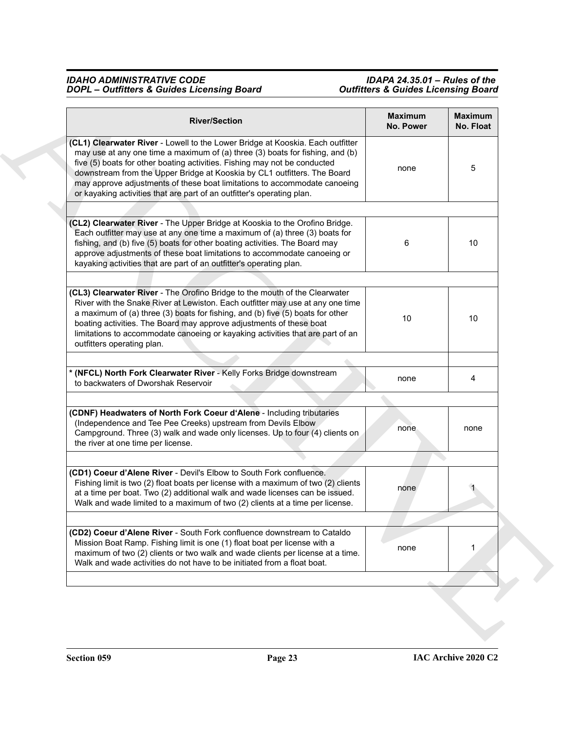| River/Section | Maximum No. Power | Maximum No. Float |
|---|---|---|
| **(CL1) Clearwater River** - Lowell to the Lower Bridge at Kooskia. Each outfitter may use at any one time a maximum of (a) three (3) boats for fishing, and (b) five (5) boats for other boating activities. Fishing may not be conducted downstream from the Upper Bridge at Kooskia by CL1 outfitters. The Board may approve adjustments of these boat limitations to accommodate canoeing or kayaking activities that are part of an outfitter's operating plan. | none | 5 |
| **(CL2) Clearwater River** - The Upper Bridge at Kooskia to the Orofino Bridge. Each outfitter may use at any one time a maximum of (a) three (3) boats for fishing, and (b) five (5) boats for other boating activities. The Board may approve adjustments of these boat limitations to accommodate canoeing or kayaking activities that are part of an outfitter's operating plan. | 6 | 10 |
| **(CL3) Clearwater River** - The Orofino Bridge to the mouth of the Clearwater River with the Snake River at Lewiston. Each outfitter may use at any one time a maximum of (a) three (3) boats for fishing, and (b) five (5) boats for other boating activities. The Board may approve adjustments of these boat limitations to accommodate canoeing or kayaking activities that are part of an outfitters operating plan. | 10 | 10 |
| **\* (NFCL) North Fork Clearwater River** - Kelly Forks Bridge downstream to backwaters of Dworshak Reservoir | none | 4 |
| **(CDNF) Headwaters of North Fork Coeur d'Alene** - Including tributaries (Independence and Tee Pee Creeks) upstream from Devils Elbow Campground. Three (3) walk and wade only licenses. Up to four (4) clients on the river at one time per license. | none | none |
| **(CD1) Coeur d'Alene River** - Devil's Elbow to South Fork confluence. Fishing limit is two (2) float boats per license with a maximum of two (2) clients at a time per boat. Two (2) additional walk and wade licenses can be issued. Walk and wade limited to a maximum of two (2) clients at a time per license. | none | 1 |
| **(CD2) Coeur d'Alene River** - South Fork confluence downstream to Cataldo Mission Boat Ramp. Fishing limit is one (1) float boat per license with a maximum of two (2) clients or two walk and wade clients per license at a time. Walk and wade activities do not have to be initiated from a float boat. | none | 1 |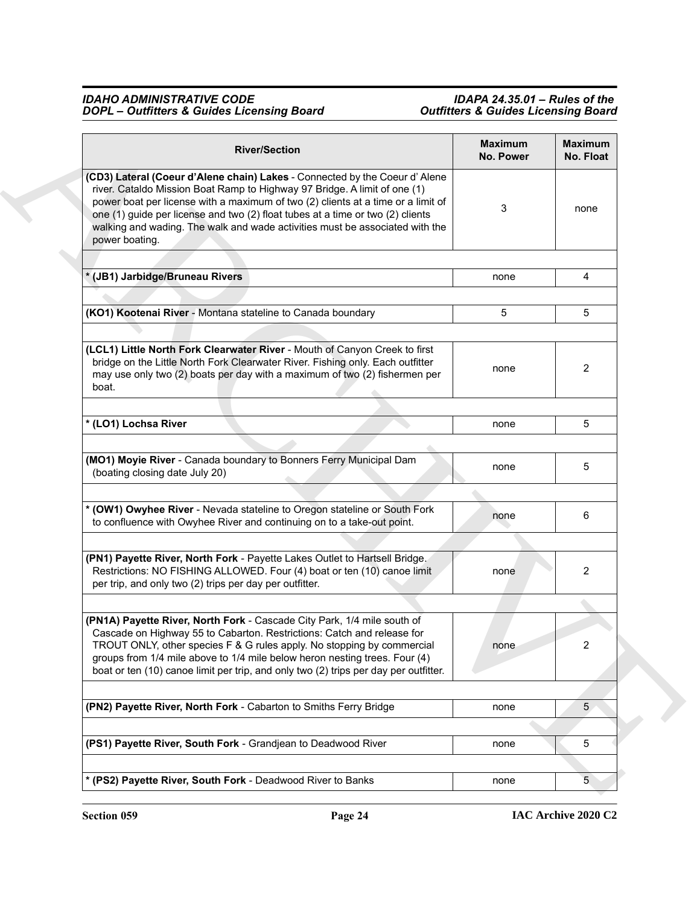| River/Section | Maximum No. Power | Maximum No. Float |
|---|---|---|
| **(CD3) Lateral (Coeur d'Alene chain) Lakes** - Connected by the Coeur d' Alene river. Cataldo Mission Boat Ramp to Highway 97 Bridge. A limit of one (1) power boat per license with a maximum of two (2) clients at a time or a limit of one (1) guide per license and two (2) float tubes at a time or two (2) clients walking and wading. The walk and wade activities must be associated with the power boating. | 3 | none |
| **\* (JB1) Jarbidge/Bruneau Rivers** | none | 4 |
| **(KO1) Kootenai River** - Montana stateline to Canada boundary | 5 | 5 |
| **(LCL1) Little North Fork Clearwater River** - Mouth of Canyon Creek to first bridge on the Little North Fork Clearwater River. Fishing only. Each outfitter may use only two (2) boats per day with a maximum of two (2) fishermen per boat. | none | 2 |
| **\* (LO1) Lochsa River** | none | 5 |
| **(MO1) Moyie River** - Canada boundary to Bonners Ferry Municipal Dam (boating closing date July 20) | none | 5 |
| **\* (OW1) Owyhee River** - Nevada stateline to Oregon stateline or South Fork to confluence with Owyhee River and continuing on to a take-out point. | none | 6 |
| **(PN1) Payette River, North Fork** - Payette Lakes Outlet to Hartsell Bridge. Restrictions: NO FISHING ALLOWED. Four (4) boat or ten (10) canoe limit per trip, and only two (2) trips per day per outfitter. | none | 2 |
| **(PN1A) Payette River, North Fork** - Cascade City Park, 1/4 mile south of Cascade on Highway 55 to Cabarton. Restrictions: Catch and release for TROUT ONLY, other species F & G rules apply. No stopping by commercial groups from 1/4 mile above to 1/4 mile below heron nesting trees. Four (4) boat or ten (10) canoe limit per trip, and only two (2) trips per day per outfitter. | none | 2 |
| **(PN2) Payette River, North Fork** - Cabarton to Smiths Ferry Bridge | none | 5 |
| **(PS1) Payette River, South Fork** - Grandjean to Deadwood River | none | 5 |
| **\* (PS2) Payette River, South Fork** - Deadwood River to Banks | none | 5 |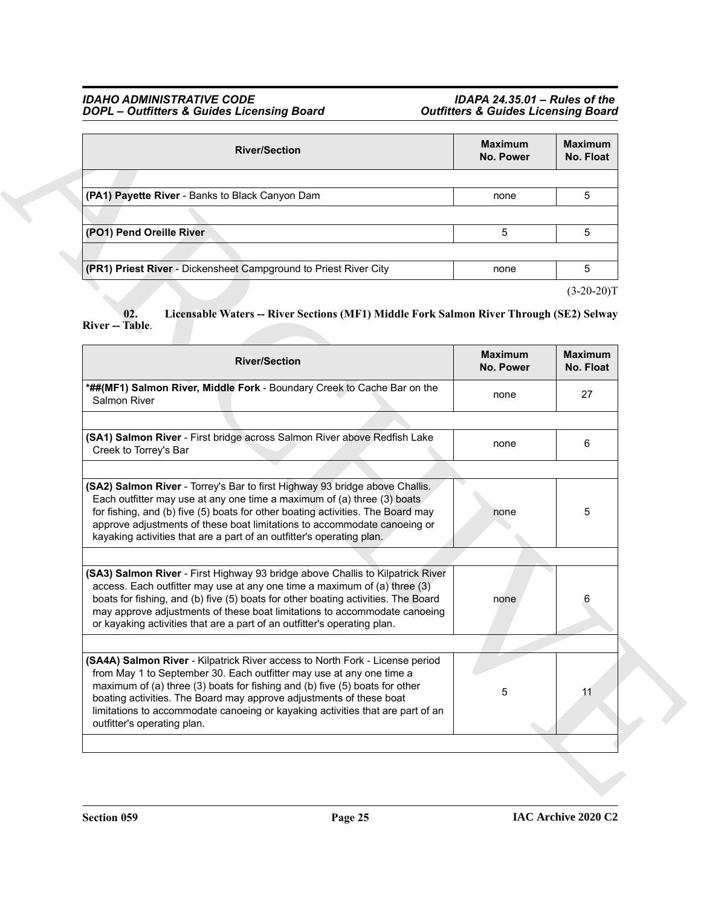| River/Section | Maximum No. Power | Maximum No. Float |
|---|---|---|
| | | |
| **(PA1) Payette River** - Banks to Black Canyon Dam | none | 5 |
| | | |
| **(PO1) Pend Oreille River** | 5 | 5 |
| | | |
| **(PR1) Priest River** - Dickensheet Campground to Priest River City | none | 5 |

(3-20-20)T

**02. Licensable Waters -- River Sections (MF1) Middle Fork Salmon River Through (SE2) Selway River -- Table**.

| River/Section | Maximum No. Power | Maximum No. Float |
|---|---|---|
| **\*##(MF1) Salmon River, Middle Fork** - Boundary Creek to Cache Bar on the Salmon River | none | 27 |
| | | |
| **(SA1) Salmon River** - First bridge across Salmon River above Redfish Lake Creek to Torrey's Bar | none | 6 |
| | | |
| **(SA2) Salmon River** - Torrey's Bar to first Highway 93 bridge above Challis. Each outfitter may use at any one time a maximum of (a) three (3) boats for fishing, and (b) five (5) boats for other boating activities. The Board may approve adjustments of these boat limitations to accommodate canoeing or kayaking activities that are a part of an outfitter's operating plan. | none | 5 |
| | | |
| **(SA3) Salmon River** - First Highway 93 bridge above Challis to Kilpatrick River access. Each outfitter may use at any one time a maximum of (a) three (3) boats for fishing, and (b) five (5) boats for other boating activities. The Board may approve adjustments of these boat limitations to accommodate canoeing or kayaking activities that are a part of an outfitter's operating plan. | none | 6 |
| | | |
| **(SA4A) Salmon River** - Kilpatrick River access to North Fork - License period from May 1 to September 30. Each outfitter may use at any one time a maximum of (a) three (3) boats for fishing and (b) five (5) boats for other boating activities. The Board may approve adjustments of these boat limitations to accommodate canoeing or kayaking activities that are part of an outfitter's operating plan. | 5 | 11 |
| | | |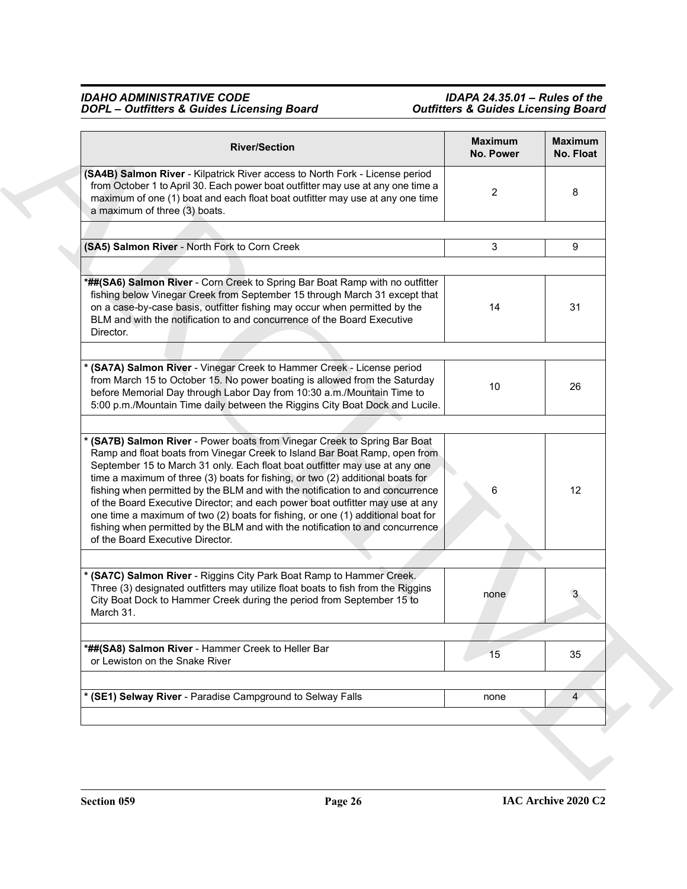| River/Section | Maximum No. Power | Maximum No. Float |
|---|---|---|
| **(SA4B) Salmon River** - Kilpatrick River access to North Fork - License period from October 1 to April 30. Each power boat outfitter may use at any one time a maximum of one (1) boat and each float boat outfitter may use at any one time a maximum of three (3) boats. | 2 | 8 |
| | | |
| **(SA5) Salmon River** - North Fork to Corn Creek | 3 | 9 |
| | | |
| ***##(SA6) Salmon River** - Corn Creek to Spring Bar Boat Ramp with no outfitter fishing below Vinegar Creek from September 15 through March 31 except that on a case-by-case basis, outfitter fishing may occur when permitted by the BLM and with the notification to and concurrence of the Board Executive Director. | 14 | 31 |
| | | |
| *** (SA7A) Salmon River** - Vinegar Creek to Hammer Creek - License period from March 15 to October 15. No power boating is allowed from the Saturday before Memorial Day through Labor Day from 10:30 a.m./Mountain Time to 5:00 p.m./Mountain Time daily between the Riggins City Boat Dock and Lucile. | 10 | 26 |
| | | |
| *** (SA7B) Salmon River** - Power boats from Vinegar Creek to Spring Bar Boat Ramp and float boats from Vinegar Creek to Island Bar Boat Ramp, open from September 15 to March 31 only. Each float boat outfitter may use at any one time a maximum of three (3) boats for fishing, or two (2) additional boats for fishing when permitted by the BLM and with the notification to and concurrence of the Board Executive Director; and each power boat outfitter may use at any one time a maximum of two (2) boats for fishing, or one (1) additional boat for fishing when permitted by the BLM and with the notification to and concurrence of the Board Executive Director. | 6 | 12 |
| | | |
| *** (SA7C) Salmon River** - Riggins City Park Boat Ramp to Hammer Creek. Three (3) designated outfitters may utilize float boats to fish from the Riggins City Boat Dock to Hammer Creek during the period from September 15 to March 31. | none | 3 |
| | | |
| ***##(SA8) Salmon River** - Hammer Creek to Heller Bar or Lewiston on the Snake River | 15 | 35 |
| | | |
| *** (SE1) Selway River** - Paradise Campground to Selway Falls | none | 4 |
| | | |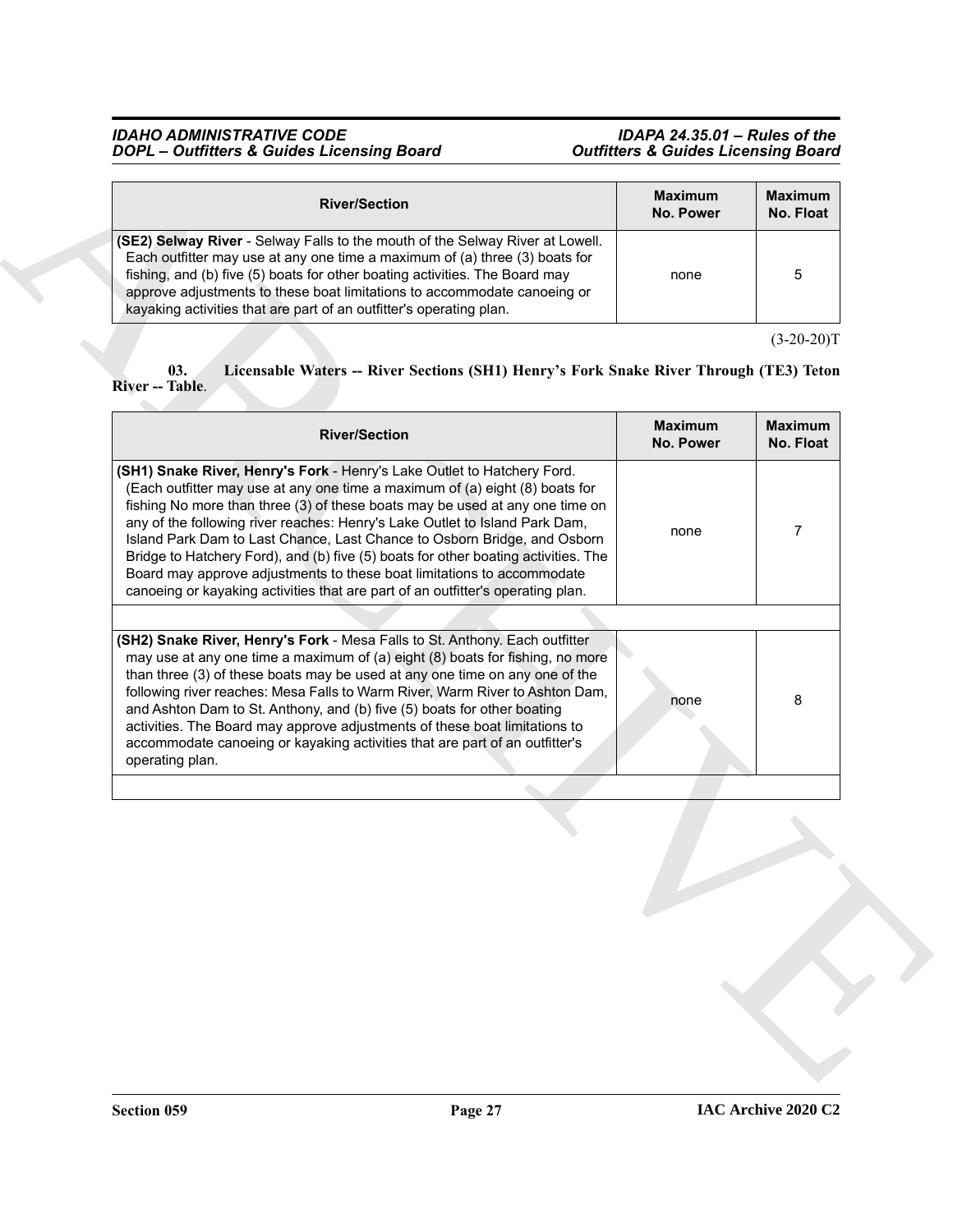| River/Section | Maximum No. Power | Maximum No. Float |
|---|---|---|
| **(SE2) Selway River** - Selway Falls to the mouth of the Selway River at Lowell. Each outfitter may use at any one time a maximum of (a) three (3) boats for fishing, and (b) five (5) boats for other boating activities. The Board may approve adjustments to these boat limitations to accommodate canoeing or kayaking activities that are part of an outfitter's operating plan. | none | 5 |

(3-20-20)T

**03. Licensable Waters -- River Sections (SH1) Henry's Fork Snake River Through (TE3) Teton River -- Table**.

| River/Section | Maximum No. Power | Maximum No. Float |
|---|---|---|
| **(SH1) Snake River, Henry's Fork** - Henry's Lake Outlet to Hatchery Ford. (Each outfitter may use at any one time a maximum of (a) eight (8) boats for fishing No more than three (3) of these boats may be used at any one time on any of the following river reaches: Henry's Lake Outlet to Island Park Dam, Island Park Dam to Last Chance, Last Chance to Osborn Bridge, and Osborn Bridge to Hatchery Ford), and (b) five (5) boats for other boating activities. The Board may approve adjustments to these boat limitations to accommodate canoeing or kayaking activities that are part of an outfitter's operating plan. | none | 7 |
| | | |
| **(SH2) Snake River, Henry's Fork** - Mesa Falls to St. Anthony. Each outfitter may use at any one time a maximum of (a) eight (8) boats for fishing, no more than three (3) of these boats may be used at any one time on any one of the following river reaches: Mesa Falls to Warm River, Warm River to Ashton Dam, and Ashton Dam to St. Anthony, and (b) five (5) boats for other boating activities. The Board may approve adjustments of these boat limitations to accommodate canoeing or kayaking activities that are part of an outfitter's operating plan. | none | 8 |
| | | |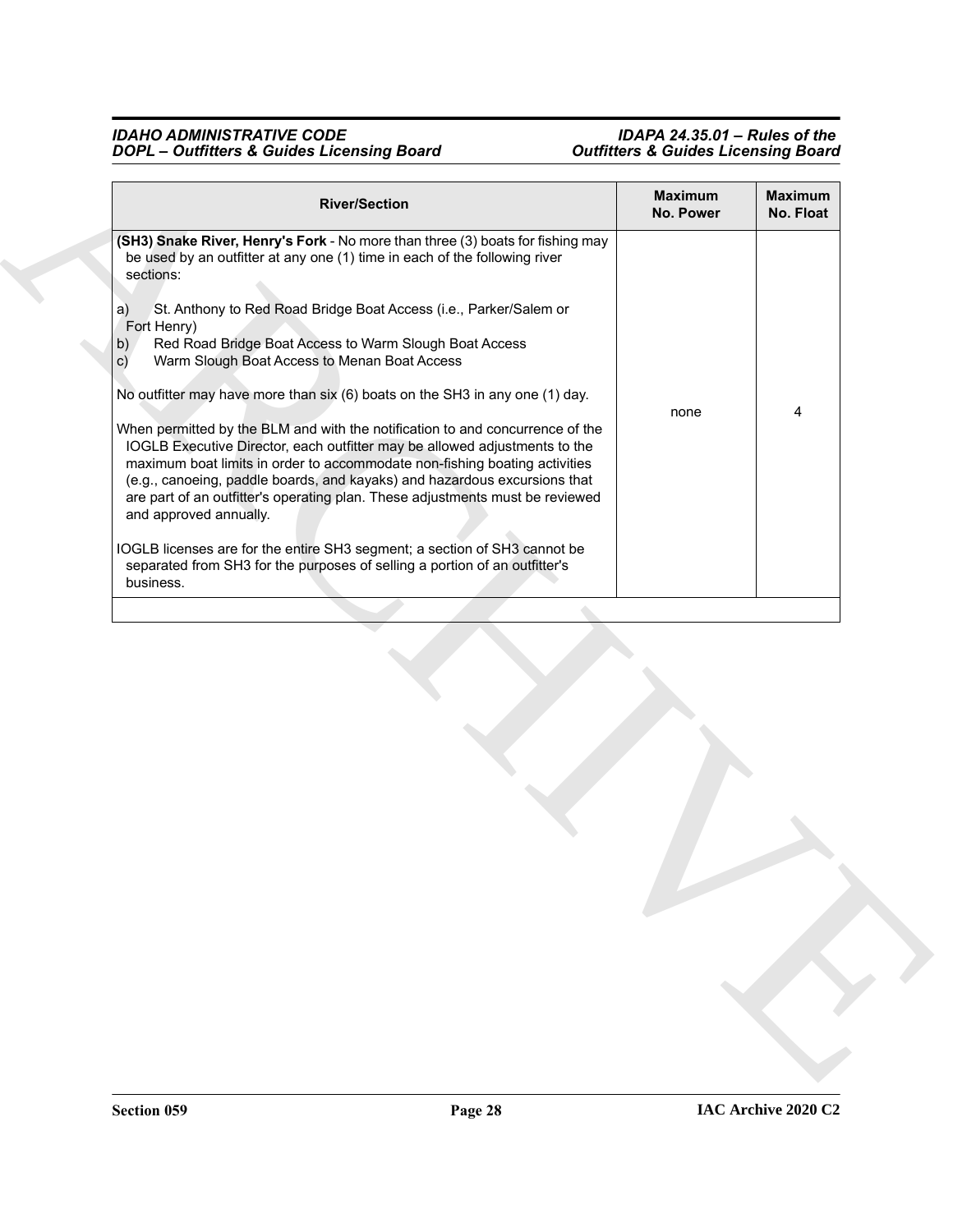| River/Section | Maximum No. Power | Maximum No. Float |
|---|---|---|
| **(SH3) Snake River, Henry's Fork** - No more than three (3) boats for fishing may be used by an outfitter at any one (1) time in each of the following river sections:<br><br>a) St. Anthony to Red Road Bridge Boat Access (i.e., Parker/Salem or Fort Henry)<br>b) Red Road Bridge Boat Access to Warm Slough Boat Access<br>c) Warm Slough Boat Access to Menan Boat Access<br><br>No outfitter may have more than six (6) boats on the SH3 in any one (1) day.<br><br>When permitted by the BLM and with the notification to and concurrence of the IOGLB Executive Director, each outfitter may be allowed adjustments to the maximum boat limits in order to accommodate non-fishing boating activities (e.g., canoeing, paddle boards, and kayaks) and hazardous excursions that are part of an outfitter's operating plan. These adjustments must be reviewed and approved annually.<br><br>IOGLB licenses are for the entire SH3 segment; a section of SH3 cannot be separated from SH3 for the purposes of selling a portion of an outfitter's business. | none | 4 |
| | | |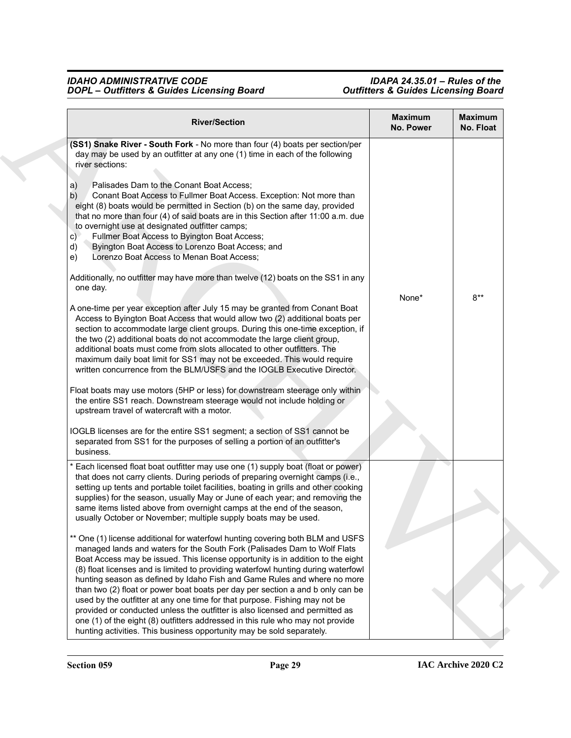| River/Section | Maximum No. Power | Maximum No. Float |
|---|---|---|
| **(SS1) Snake River - South Fork** - No more than four (4) boats per section/per day may be used by an outfitter at any one (1) time in each of the following river sections:<br><br>a) Palisades Dam to the Conant Boat Access;<br>b) Conant Boat Access to Fullmer Boat Access. Exception: Not more than eight (8) boats would be permitted in Section (b) on the same day, provided that no more than four (4) of said boats are in this Section after 11:00 a.m. due to overnight use at designated outfitter camps;<br>c) Fullmer Boat Access to Byington Boat Access;<br>d) Byington Boat Access to Lorenzo Boat Access; and<br>e) Lorenzo Boat Access to Menan Boat Access;<br><br>Additionally, no outfitter may have more than twelve (12) boats on the SS1 in any one day.<br><br>A one-time per year exception after July 15 may be granted from Conant Boat Access to Byington Boat Access that would allow two (2) additional boats per section to accommodate large client groups. During this one-time exception, if the two (2) additional boats do not accommodate the large client group, additional boats must come from slots allocated to other outfitters. The maximum daily boat limit for SS1 may not be exceeded. This would require written concurrence from the BLM/USFS and the IOGLB Executive Director.<br><br>Float boats may use motors (5HP or less) for downstream steerage only within the entire SS1 reach. Downstream steerage would not include holding or upstream travel of watercraft with a motor.<br><br>IOGLB licenses are for the entire SS1 segment; a section of SS1 cannot be separated from SS1 for the purposes of selling a portion of an outfitter's business. | None* | 8** |
| * Each licensed float boat outfitter may use one (1) supply boat (float or power) that does not carry clients. During periods of preparing overnight camps (i.e., setting up tents and portable toilet facilities, boating in grills and other cooking supplies) for the season, usually May or June of each year; and removing the same items listed above from overnight camps at the end of the season, usually October or November; multiple supply boats may be used.<br><br>** One (1) license additional for waterfowl hunting covering both BLM and USFS managed lands and waters for the South Fork (Palisades Dam to Wolf Flats Boat Access may be issued. This license opportunity is in addition to the eight (8) float licenses and is limited to providing waterfowl hunting during waterfowl hunting season as defined by Idaho Fish and Game Rules and where no more than two (2) float or power boat boats per day per section a and b only can be used by the outfitter at any one time for that purpose. Fishing may not be provided or conducted unless the outfitter is also licensed and permitted as one (1) of the eight (8) outfitters addressed in this rule who may not provide hunting activities. This business opportunity may be sold separately. | | |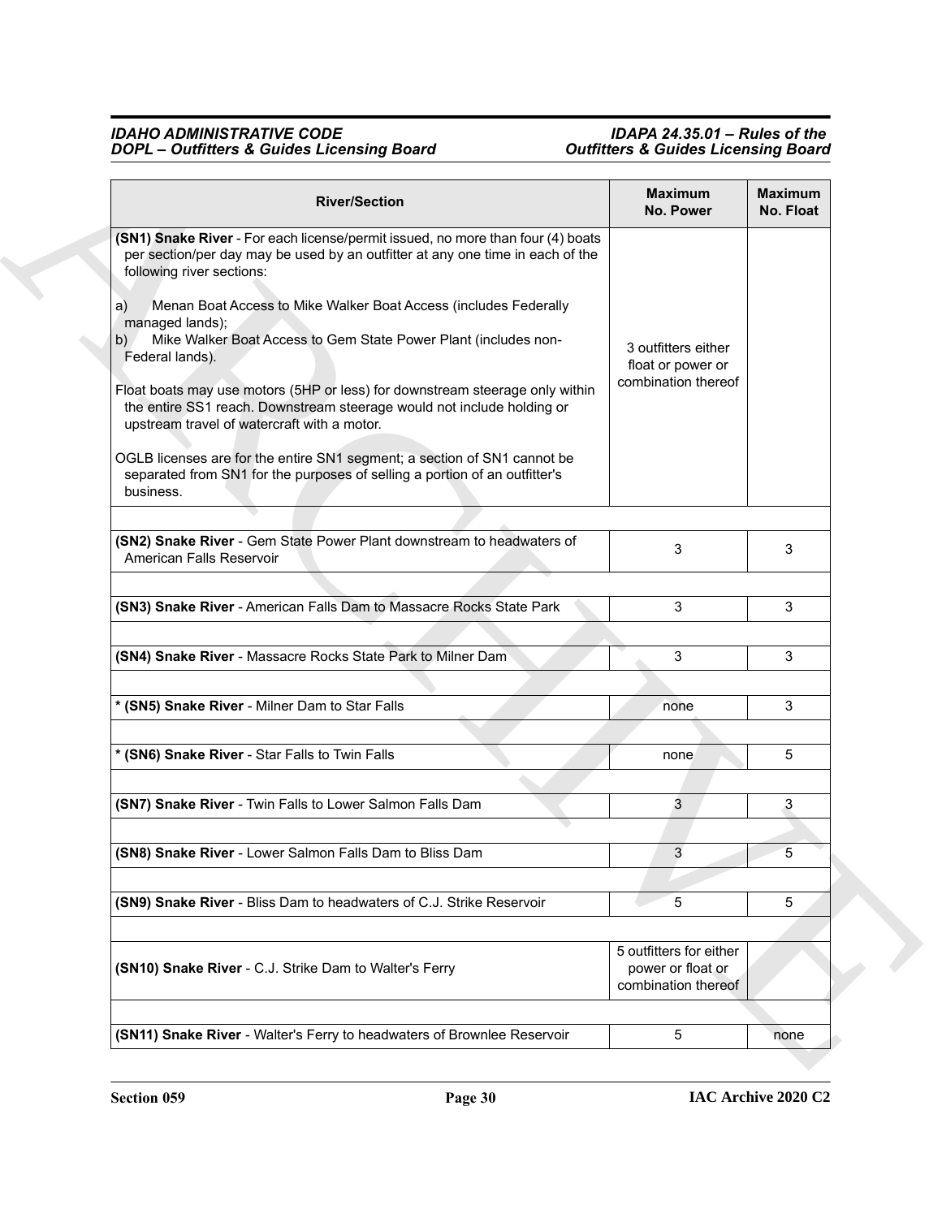| River/Section | Maximum No. Power | Maximum No. Float |
|---|---|---|
| **(SN1) Snake River** - For each license/permit issued, no more than four (4) boats per section/per day may be used by an outfitter at any one time in each of the following river sections:<br><br>a) Menan Boat Access to Mike Walker Boat Access (includes Federally managed lands);<br>b) Mike Walker Boat Access to Gem State Power Plant (includes non-Federal lands).<br><br>Float boats may use motors (5HP or less) for downstream steerage only within the entire SS1 reach. Downstream steerage would not include holding or upstream travel of watercraft with a motor.<br><br>OGLB licenses are for the entire SN1 segment; a section of SN1 cannot be separated from SN1 for the purposes of selling a portion of an outfitter's business. | 3 outfitters either float or power or combination thereof | |
| **(SN2) Snake River** - Gem State Power Plant downstream to headwaters of American Falls Reservoir | 3 | 3 |
| **(SN3) Snake River** - American Falls Dam to Massacre Rocks State Park | 3 | 3 |
| **(SN4) Snake River** - Massacre Rocks State Park to Milner Dam | 3 | 3 |
| * **(SN5) Snake River** - Milner Dam to Star Falls | none | 3 |
| * **(SN6) Snake River** - Star Falls to Twin Falls | none | 5 |
| **(SN7) Snake River** - Twin Falls to Lower Salmon Falls Dam | 3 | 3 |
| **(SN8) Snake River** - Lower Salmon Falls Dam to Bliss Dam | 3 | 5 |
| **(SN9) Snake River** - Bliss Dam to headwaters of C.J. Strike Reservoir | 5 | 5 |
| **(SN10) Snake River** - C.J. Strike Dam to Walter's Ferry | 5 outfitters for either power or float or combination thereof | |
| **(SN11) Snake River** - Walter's Ferry to headwaters of Brownlee Reservoir | 5 | none |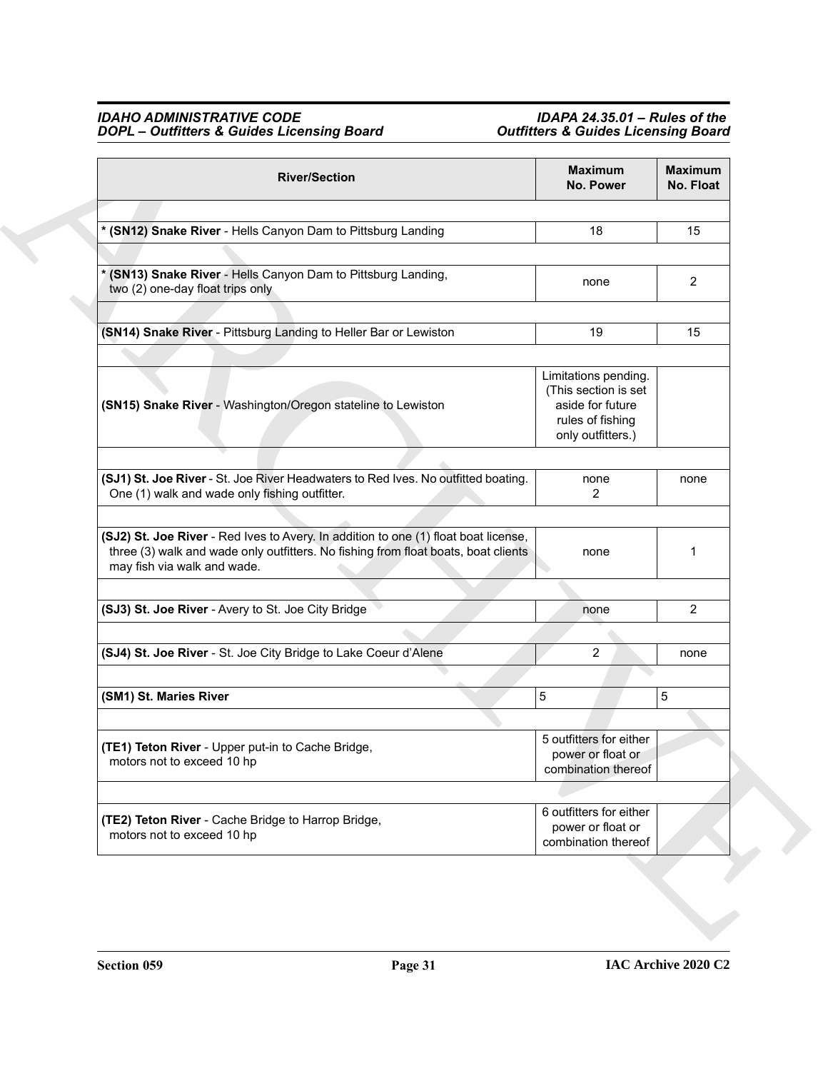| River/Section | Maximum No. Power | Maximum No. Float |
|---|---|---|
| * **(SN12) Snake River** - Hells Canyon Dam to Pittsburg Landing | 18 | 15 |
| * **(SN13) Snake River** - Hells Canyon Dam to Pittsburg Landing, two (2) one-day float trips only | none | 2 |
| **(SN14) Snake River** - Pittsburg Landing to Heller Bar or Lewiston | 19 | 15 |
| **(SN15) Snake River** - Washington/Oregon stateline to Lewiston | Limitations pending. (This section is set aside for future rules of fishing only outfitters.) | |
| **(SJ1) St. Joe River** - St. Joe River Headwaters to Red Ives. No outfitted boating. One (1) walk and wade only fishing outfitter. | none 2 | none |
| **(SJ2) St. Joe River** - Red Ives to Avery. In addition to one (1) float boat license, three (3) walk and wade only outfitters. No fishing from float boats, boat clients may fish via walk and wade. | none | 1 |
| **(SJ3) St. Joe River** - Avery to St. Joe City Bridge | none | 2 |
| **(SJ4) St. Joe River** - St. Joe City Bridge to Lake Coeur d'Alene | 2 | none |
| **(SM1) St. Maries River** | 5 | 5 |
| **(TE1) Teton River** - Upper put-in to Cache Bridge, motors not to exceed 10 hp | 5 outfitters for either power or float or combination thereof | |
| **(TE2) Teton River** - Cache Bridge to Harrop Bridge, motors not to exceed 10 hp | 6 outfitters for either power or float or combination thereof | |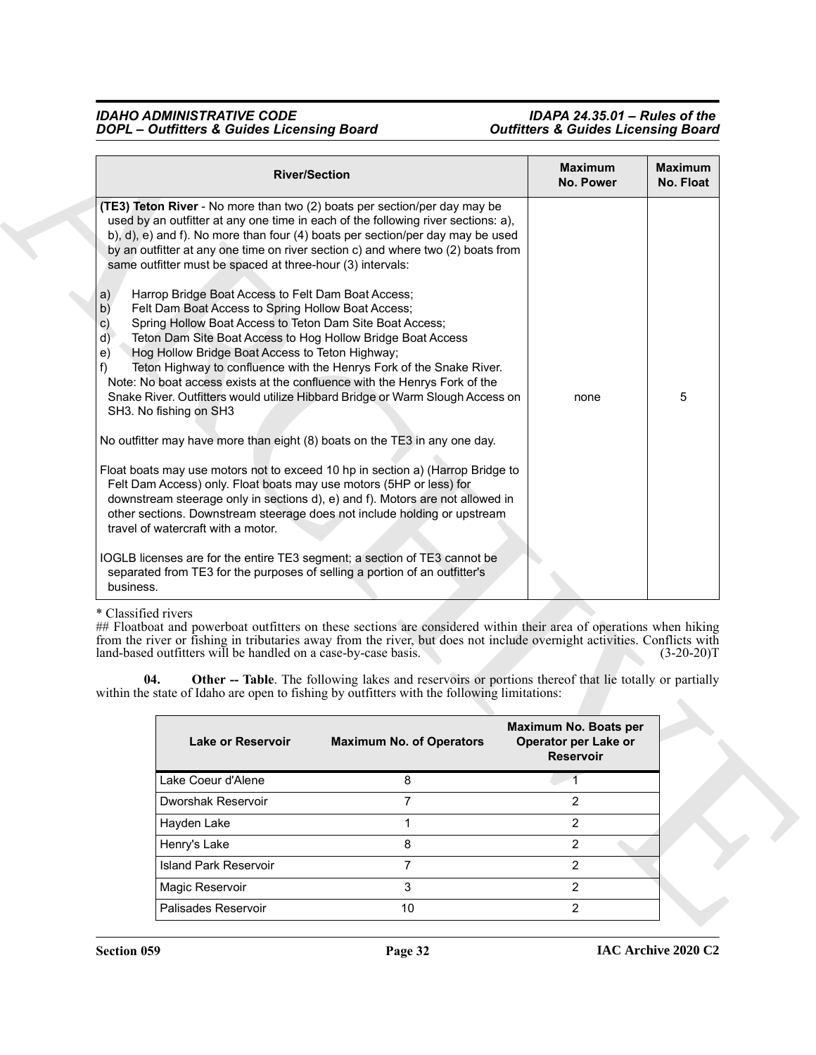| River/Section | Maximum No. Power | Maximum No. Float |
|---|---|---|
| **(TE3) Teton River** - No more than two (2) boats per section/per day may be used by an outfitter at any one time in each of the following river sections: a), b), d), e) and f). No more than four (4) boats per section/per day may be used by an outfitter at any one time on river section c) and where two (2) boats from same outfitter must be spaced at three-hour (3) intervals:<br><br>a) Harrop Bridge Boat Access to Felt Dam Boat Access;<br>b) Felt Dam Boat Access to Spring Hollow Boat Access;<br>c) Spring Hollow Boat Access to Teton Dam Site Boat Access;<br>d) Teton Dam Site Boat Access to Hog Hollow Bridge Boat Access<br>e) Hog Hollow Bridge Boat Access to Teton Highway;<br>f) Teton Highway to confluence with the Henrys Fork of the Snake River.<br>Note: No boat access exists at the confluence with the Henrys Fork of the Snake River. Outfitters would utilize Hibbard Bridge or Warm Slough Access on SH3. No fishing on SH3<br><br>No outfitter may have more than eight (8) boats on the TE3 in any one day.<br><br>Float boats may use motors not to exceed 10 hp in section a) (Harrop Bridge to Felt Dam Access) only. Float boats may use motors (5HP or less) for downstream steerage only in sections d), e) and f). Motors are not allowed in other sections. Downstream steerage does not include holding or upstream travel of watercraft with a motor.<br><br>IOGLB licenses are for the entire TE3 segment; a section of TE3 cannot be separated from TE3 for the purposes of selling a portion of an outfitter's business. | none | 5 |

* Classified rivers

## Floatboat and powerboat outfitters on these sections are considered within their area of operations when hiking from the river or fishing in tributaries away from the river, but does not include overnight activities. Conflicts with land-based outfitters will be handled on a case-by-case basis. (3-20-20)T

**04. Other -- Table**. The following lakes and reservoirs or portions thereof that lie totally or partially within the state of Idaho are open to fishing by outfitters with the following limitations:

| Lake or Reservoir | Maximum No. of Operators | Maximum No. Boats per Operator per Lake or Reservoir |
|---|---|---|
| Lake Coeur d'Alene | 8 | 1 |
| Dworshak Reservoir | 7 | 2 |
| Hayden Lake | 1 | 2 |
| Henry's Lake | 8 | 2 |
| Island Park Reservoir | 7 | 2 |
| Magic Reservoir | 3 | 2 |
| Palisades Reservoir | 10 | 2 |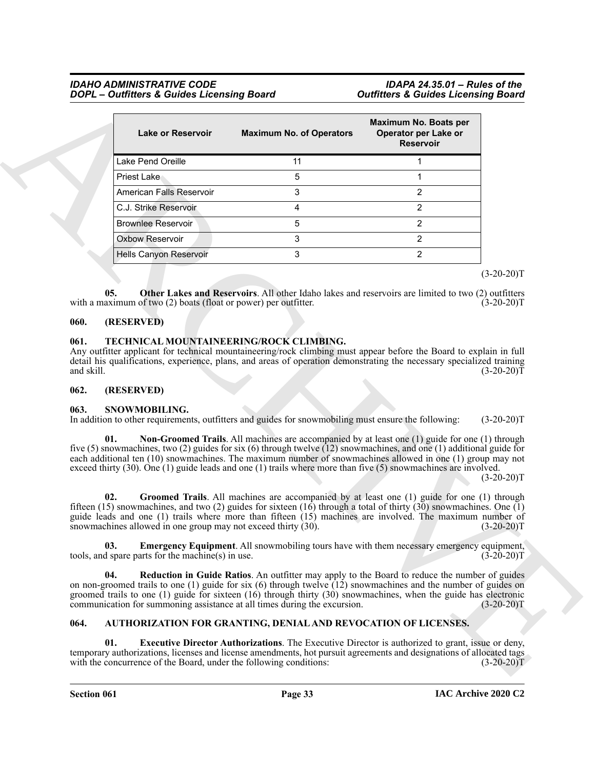| Lake or Reservoir | Maximum No. of Operators | Maximum No. Boats per Operator per Lake or Reservoir |
|---|---|---|
| Lake Pend Oreille | 11 | 1 |
| Priest Lake | 5 | 1 |
| American Falls Reservoir | 3 | 2 |
| C.J. Strike Reservoir | 4 | 2 |
| Brownlee Reservoir | 5 | 2 |
| Oxbow Reservoir | 3 | 2 |
| Hells Canyon Reservoir | 3 | 2 |

(3-20-20)T

**05. Other Lakes and Reservoirs**. All other Idaho lakes and reservoirs are limited to two (2) outfitters with a maximum of two (2) boats (float or power) per outfitter. (3-20-20)T

### 060. (RESERVED)

### 061. TECHNICAL MOUNTAINEERING/ROCK CLIMBING.

Any outfitter applicant for technical mountaineering/rock climbing must appear before the Board to explain in full detail his qualifications, experience, plans, and areas of operation demonstrating the necessary specialized training and skill. (3-20-20)T

### 062. (RESERVED)

### 063. SNOWMOBILING.

In addition to other requirements, outfitters and guides for snowmobiling must ensure the following: (3-20-20)T

**01. Non-Groomed Trails**. All machines are accompanied by at least one (1) guide for one (1) through five (5) snowmachines, two (2) guides for six (6) through twelve (12) snowmachines, and one (1) additional guide for each additional ten (10) snowmachines. The maximum number of snowmachines allowed in one (1) group may not exceed thirty (30). One (1) guide leads and one (1) trails where more than five (5) snowmachines are involved. (3-20-20)T

**02. Groomed Trails**. All machines are accompanied by at least one (1) guide for one (1) through fifteen (15) snowmachines, and two (2) guides for sixteen (16) through a total of thirty (30) snowmachines. One (1) guide leads and one (1) trails where more than fifteen (15) machines are involved. The maximum number of snowmachines allowed in one group may not exceed thirty (30). (3-20-20)T

**03. Emergency Equipment**. All snowmobiling tours have with them necessary emergency equipment, tools, and spare parts for the machine(s) in use. (3-20-20)T

**04. Reduction in Guide Ratios**. An outfitter may apply to the Board to reduce the number of guides on non-groomed trails to one (1) guide for six (6) through twelve (12) snowmachines and the number of guides on groomed trails to one (1) guide for sixteen (16) through thirty (30) snowmachines, when the guide has electronic communication for summoning assistance at all times during the excursion. (3-20-20)T

### 064. AUTHORIZATION FOR GRANTING, DENIAL AND REVOCATION OF LICENSES.

**01. Executive Director Authorizations**. The Executive Director is authorized to grant, issue or deny, temporary authorizations, licenses and license amendments, hot pursuit agreements and designations of allocated tags with the concurrence of the Board, under the following conditions: (3-20-20)T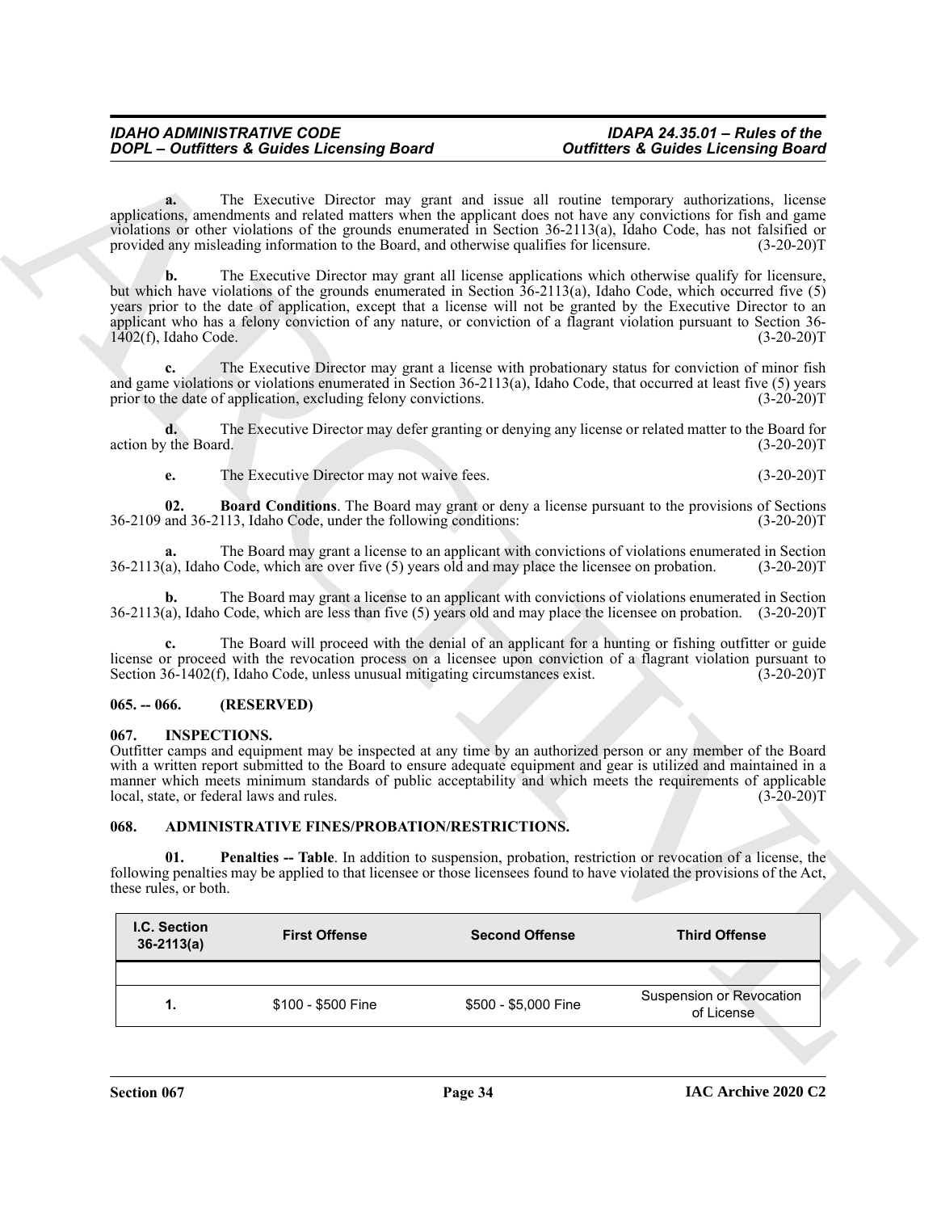**a.** The Executive Director may grant and issue all routine temporary authorizations, license applications, amendments and related matters when the applicant does not have any convictions for fish and game violations or other violations of the grounds enumerated in Section 36-2113(a), Idaho Code, has not falsified or provided any misleading information to the Board, and otherwise qualifies for licensure. (3-20-20)T

**b.** The Executive Director may grant all license applications which otherwise qualify for licensure, but which have violations of the grounds enumerated in Section 36-2113(a), Idaho Code, which occurred five (5) years prior to the date of application, except that a license will not be granted by the Executive Director to an applicant who has a felony conviction of any nature, or conviction of a flagrant violation pursuant to Section 36-1402(f), Idaho Code. (3-20-20)T

**c.** The Executive Director may grant a license with probationary status for conviction of minor fish and game violations or violations enumerated in Section 36-2113(a), Idaho Code, that occurred at least five (5) years prior to the date of application, excluding felony convictions. (3-20-20)T

**d.** The Executive Director may defer granting or denying any license or related matter to the Board for action by the Board. (3-20-20)T

**e.** The Executive Director may not waive fees. (3-20-20)T

**02. Board Conditions**. The Board may grant or deny a license pursuant to the provisions of Sections 36-2109 and 36-2113, Idaho Code, under the following conditions: (3-20-20)T

**a.** The Board may grant a license to an applicant with convictions of violations enumerated in Section 36-2113(a), Idaho Code, which are over five (5) years old and may place the licensee on probation. (3-20-20)T

**b.** The Board may grant a license to an applicant with convictions of violations enumerated in Section 36-2113(a), Idaho Code, which are less than five (5) years old and may place the licensee on probation. (3-20-20)T

**c.** The Board will proceed with the denial of an applicant for a hunting or fishing outfitter or guide license or proceed with the revocation process on a licensee upon conviction of a flagrant violation pursuant to Section 36-1402(f), Idaho Code, unless unusual mitigating circumstances exist. (3-20-20)T

## 065. -- 066. (RESERVED)

## 067. INSPECTIONS.

Outfitter camps and equipment may be inspected at any time by an authorized person or any member of the Board with a written report submitted to the Board to ensure adequate equipment and gear is utilized and maintained in a manner which meets minimum standards of public acceptability and which meets the requirements of applicable local, state, or federal laws and rules. (3-20-20)T

## 068. ADMINISTRATIVE FINES/PROBATION/RESTRICTIONS.

**01. Penalties -- Table**. In addition to suspension, probation, restriction or revocation of a license, the following penalties may be applied to that licensee or those licensees found to have violated the provisions of the Act, these rules, or both.

| I.C. Section 36-2113(a) | First Offense | Second Offense | Third Offense |
|---|---|---|---|
| | | | |
| 1. | $100 - $500 Fine | $500 - $5,000 Fine | Suspension or Revocation of License |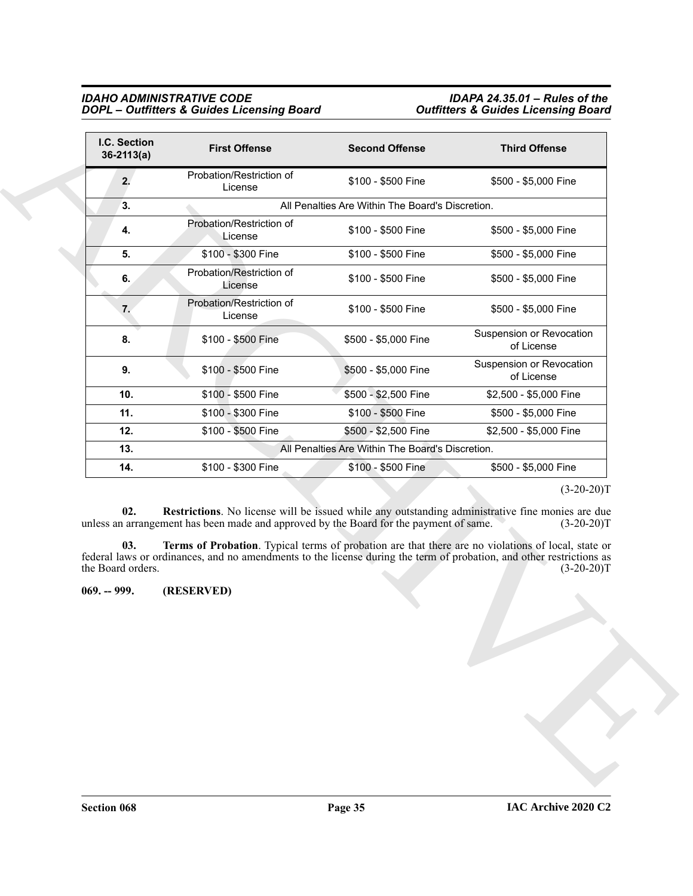| I.C. Section 36-2113(a) | First Offense | Second Offense | Third Offense |
|---|---|---|---|
| 2. | Probation/Restriction of License | $100 - $500 Fine | $500 - $5,000 Fine |
| 3. | All Penalties Are Within The Board's Discretion. | | |
| 4. | Probation/Restriction of License | $100 - $500 Fine | $500 - $5,000 Fine |
| 5. | $100 - $300 Fine | $100 - $500 Fine | $500 - $5,000 Fine |
| 6. | Probation/Restriction of License | $100 - $500 Fine | $500 - $5,000 Fine |
| 7. | Probation/Restriction of License | $100 - $500 Fine | $500 - $5,000 Fine |
| 8. | $100 - $500 Fine | $500 - $5,000 Fine | Suspension or Revocation of License |
| 9. | $100 - $500 Fine | $500 - $5,000 Fine | Suspension or Revocation of License |
| 10. | $100 - $500 Fine | $500 - $2,500 Fine | $2,500 - $5,000 Fine |
| 11. | $100 - $300 Fine | $100 - $500 Fine | $500 - $5,000 Fine |
| 12. | $100 - $500 Fine | $500 - $2,500 Fine | $2,500 - $5,000 Fine |
| 13. | All Penalties Are Within The Board's Discretion. | | |
| 14. | $100 - $300 Fine | $100 - $500 Fine | $500 - $5,000 Fine |

(3-20-20)T

**02. Restrictions**. No license will be issued while any outstanding administrative fine monies are due unless an arrangement has been made and approved by the Board for the payment of same. (3-20-20)T

**03. Terms of Probation**. Typical terms of probation are that there are no violations of local, state or federal laws or ordinances, and no amendments to the license during the term of probation, and other restrictions as the Board orders. (3-20-20)T

**069. -- 999. (RESERVED)**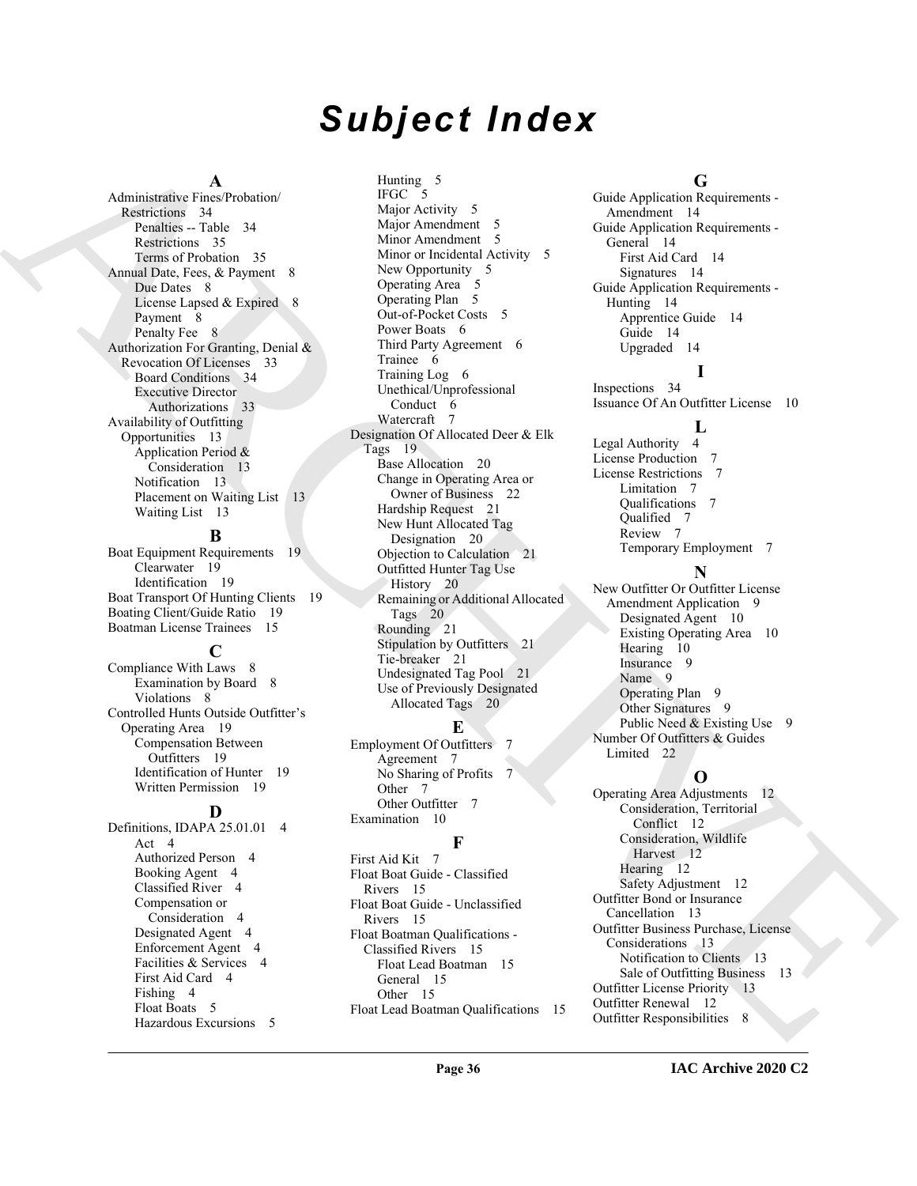# Subject Index

**A**

Administrative Fines/Probation/ Restrictions 34
- Penalties -- Table 34
- Restrictions 35
- Terms of Probation 35

Annual Date, Fees, & Payment 8
- Due Dates 8
- License Lapsed & Expired 8
- Payment 8
- Penalty Fee 8

Authorization For Granting, Denial & Revocation Of Licenses 33
- Board Conditions 34
- Executive Director Authorizations 33

Availability of Outfitting Opportunities 13
- Application Period & Consideration 13
- Notification 13
- Placement on Waiting List 13
- Waiting List 13

**B**

Boat Equipment Requirements 19
- Clearwater 19
- Identification 19

Boat Transport Of Hunting Clients 19

Boating Client/Guide Ratio 19

Boatman License Trainees 15

**C**

Compliance With Laws 8
- Examination by Board 8
- Violations 8

Controlled Hunts Outside Outfitter's Operating Area 19
- Compensation Between Outfitters 19
- Identification of Hunter 19
- Written Permission 19

**D**

Definitions, IDAPA 25.01.01 4
- Act 4
- Authorized Person 4
- Booking Agent 4
- Classified River 4
- Compensation or Consideration 4
- Designated Agent 4
- Enforcement Agent 4
- Facilities & Services 4
- First Aid Card 4
- Fishing 4
- Float Boats 5
- Hazardous Excursions 5
- Hunting 5
- IFGC 5
- Major Activity 5
- Major Amendment 5
- Minor Amendment 5
- Minor or Incidental Activity 5
- New Opportunity 5
- Operating Area 5
- Operating Plan 5
- Out-of-Pocket Costs 5
- Power Boats 6
- Third Party Agreement 6
- Trainee 6
- Training Log 6
- Unethical/Unprofessional Conduct 6
- Watercraft 7

Designation Of Allocated Deer & Elk Tags 19
- Base Allocation 20
- Change in Operating Area or Owner of Business 22
- Hardship Request 21
- New Hunt Allocated Tag Designation 20
- Objection to Calculation 21
- Outfitted Hunter Tag Use History 20
- Remaining or Additional Allocated Tags 20
- Rounding 21
- Stipulation by Outfitters 21
- Tie-breaker 21
- Undesignated Tag Pool 21
- Use of Previously Designated Allocated Tags 20

**E**

Employment Of Outfitters 7
- Agreement 7
- No Sharing of Profits 7
- Other 7
- Other Outfitter 7

Examination 10

**F**

First Aid Kit 7

Float Boat Guide - Classified Rivers 15

Float Boat Guide - Unclassified Rivers 15

Float Boatman Qualifications - Classified Rivers 15
- Float Lead Boatman 15
- General 15
- Other 15

Float Lead Boatman Qualifications 15

**G**

Guide Application Requirements - Amendment 14

Guide Application Requirements - General 14
- First Aid Card 14
- Signatures 14

Guide Application Requirements - Hunting 14
- Apprentice Guide 14
- Guide 14
- Upgraded 14

**I**

Inspections 34

Issuance Of An Outfitter License 10

**L**

Legal Authority 4

License Production 7

License Restrictions 7
- Limitation 7
- Qualifications 7
- Qualified 7
- Review 7
- Temporary Employment 7

**N**

New Outfitter Or Outfitter License Amendment Application 9
- Designated Agent 10
- Existing Operating Area 10
- Hearing 10
- Insurance 9
- Name 9
- Operating Plan 9
- Other Signatures 9
- Public Need & Existing Use 9

Number Of Outfitters & Guides Limited 22

**O**

Operating Area Adjustments 12
- Consideration, Territorial Conflict 12
- Consideration, Wildlife Harvest 12
- Hearing 12
- Safety Adjustment 12

Outfitter Bond or Insurance Cancellation 13

Outfitter Business Purchase, License Considerations 13
- Notification to Clients 13
- Sale of Outfitting Business 13

Outfitter License Priority 13

Outfitter Renewal 12

Outfitter Responsibilities 8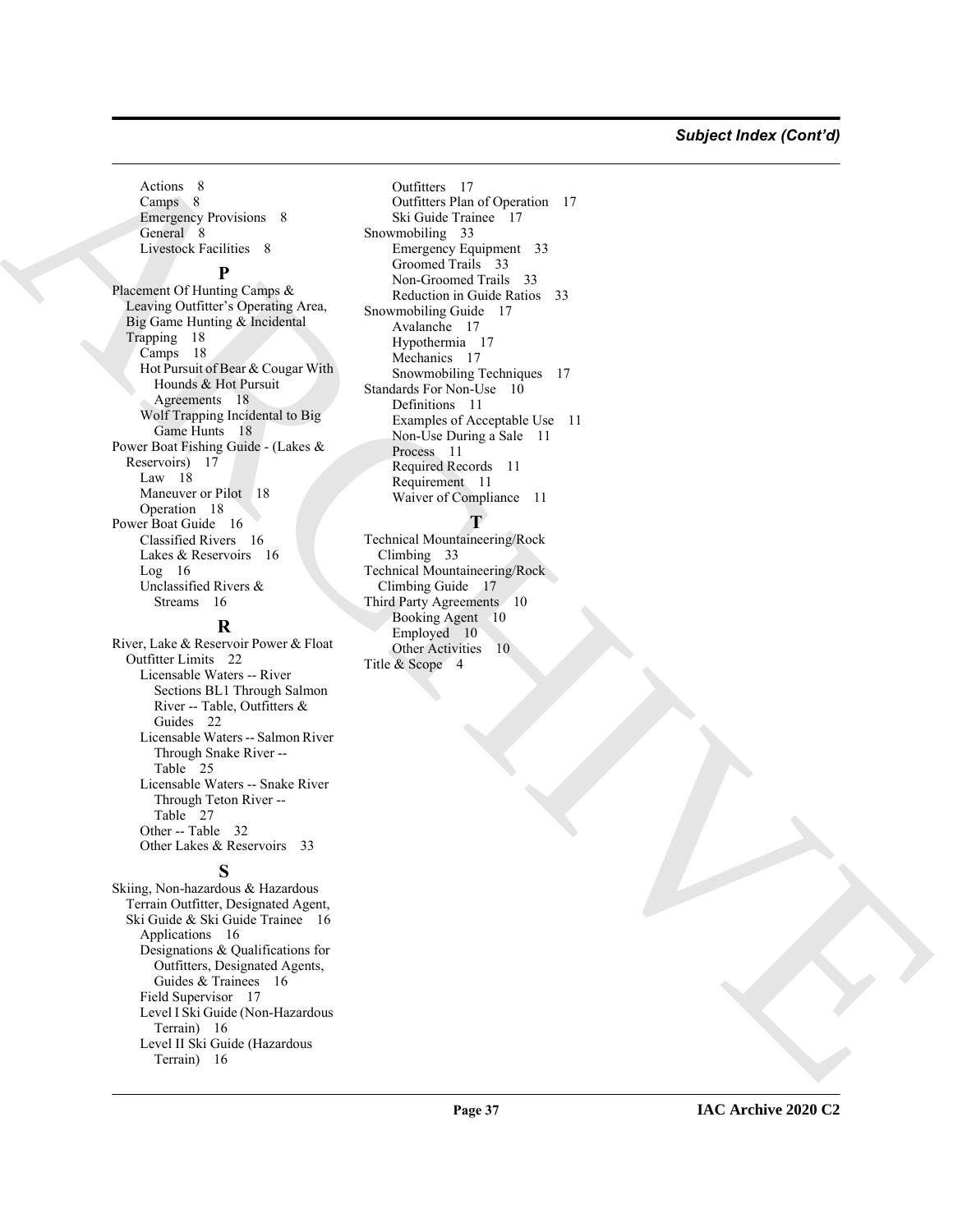## Subject Index (Cont'd)

Actions 8
Camps 8
Emergency Provisions 8
General 8
Livestock Facilities 8

### P

Placement Of Hunting Camps & Leaving Outfitter's Operating Area, Big Game Hunting & Incidental Trapping 18
- Camps 18
- Hot Pursuit of Bear & Cougar With Hounds & Hot Pursuit Agreements 18
- Wolf Trapping Incidental to Big Game Hunts 18

Power Boat Fishing Guide - (Lakes & Reservoirs) 17
- Law 18
- Maneuver or Pilot 18
- Operation 18

Power Boat Guide 16
- Classified Rivers 16
- Lakes & Reservoirs 16
- Log 16
- Unclassified Rivers & Streams 16

### R

River, Lake & Reservoir Power & Float Outfitter Limits 22
- Licensable Waters -- River Sections BL1 Through Salmon River -- Table, Outfitters & Guides 22
- Licensable Waters -- Salmon River Through Snake River -- Table 25
- Licensable Waters -- Snake River Through Teton River -- Table 27
- Other -- Table 32
- Other Lakes & Reservoirs 33

### S

Skiing, Non-hazardous & Hazardous Terrain Outfitter, Designated Agent, Ski Guide & Ski Guide Trainee 16
- Applications 16
- Designations & Qualifications for Outfitters, Designated Agents, Guides & Trainees 16
- Field Supervisor 17
- Level I Ski Guide (Non-Hazardous Terrain) 16
- Level II Ski Guide (Hazardous Terrain) 16
- Outfitters 17
- Outfitters Plan of Operation 17
- Ski Guide Trainee 17

Snowmobiling 33
- Emergency Equipment 33
- Groomed Trails 33
- Non-Groomed Trails 33
- Reduction in Guide Ratios 33

Snowmobiling Guide 17
- Avalanche 17
- Hypothermia 17
- Mechanics 17
- Snowmobiling Techniques 17

Standards For Non-Use 10
- Definitions 11
- Examples of Acceptable Use 11
- Non-Use During a Sale 11
- Process 11
- Required Records 11
- Requirement 11
- Waiver of Compliance 11

### T

Technical Mountaineering/Rock Climbing 33

Technical Mountaineering/Rock Climbing Guide 17

Third Party Agreements 10
- Booking Agent 10
- Employed 10
- Other Activities 10

Title & Scope 4